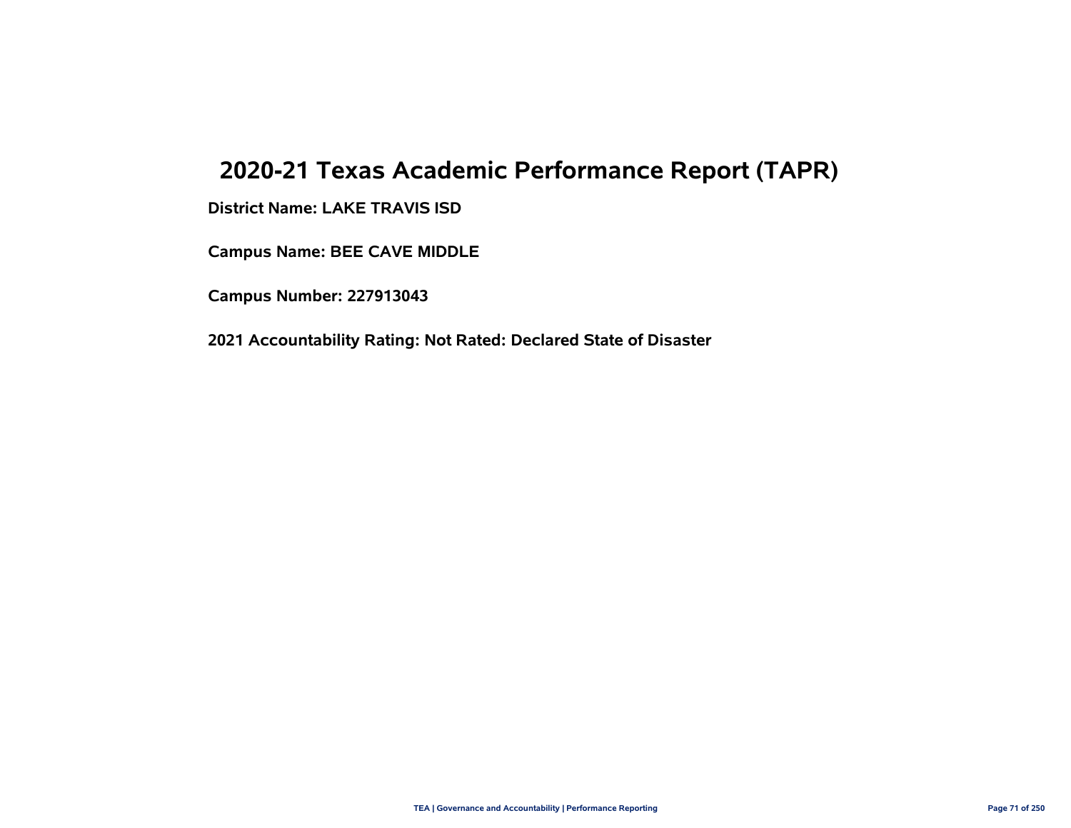# 2020-21 Texas Academic Performance Report (TAPR)

**District Name: LAKE TRAVIS ISD**

**Campus Name: BEE CAVE MIDDLE**

**Campus Number: 227913043**

**2021 Accountability Rating: Not Rated: Declared State of Disaster**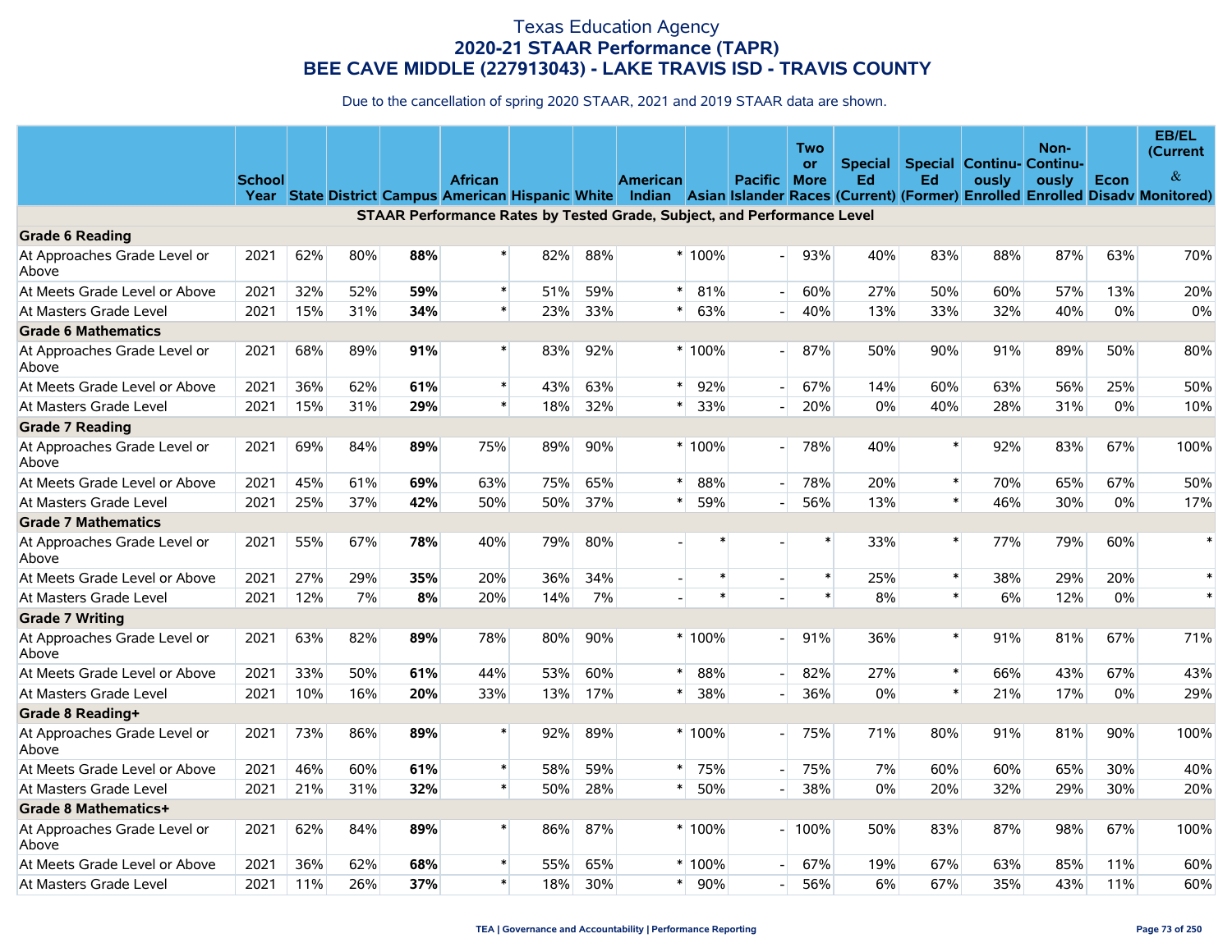# Texas Education Agency
## 2020-21 STAAR Performance (TAPR)
## BEE CAVE MIDDLE (227913043) - LAKE TRAVIS ISD - TRAVIS COUNTY

Due to the cancellation of spring 2020 STAAR, 2021 and 2019 STAAR data are shown.

| | School Year | State | District | Campus | African American | Hispanic | White | American Indian | Asian | Pacific Islander | Two or More Races | Special Ed (Current) | Special Ed (Former) | Continuously Enrolled | Non-Continuously Enrolled | Econ Disadv | EB/EL (Current & Monitored) |
|---|---|---|---|---|---|---|---|---|---|---|---|---|---|---|---|---|---|
| **STAAR Performance Rates by Tested Grade, Subject, and Performance Level** | | | | | | | | | | | | | | | | | |
| **Grade 6 Reading** | | | | | | | | | | | | | | | | | |
| At Approaches Grade Level or Above | 2021 | 62% | 80% | **88%** | * | 82% | 88% | * | 100% | - | 93% | 40% | 83% | 88% | 87% | 63% | 70% |
| At Meets Grade Level or Above | 2021 | 32% | 52% | **59%** | * | 51% | 59% | * | 81% | - | 60% | 27% | 50% | 60% | 57% | 13% | 20% |
| At Masters Grade Level | 2021 | 15% | 31% | **34%** | * | 23% | 33% | * | 63% | - | 40% | 13% | 33% | 32% | 40% | 0% | 0% |
| **Grade 6 Mathematics** | | | | | | | | | | | | | | | | | |
| At Approaches Grade Level or Above | 2021 | 68% | 89% | **91%** | * | 83% | 92% | * | 100% | - | 87% | 50% | 90% | 91% | 89% | 50% | 80% |
| At Meets Grade Level or Above | 2021 | 36% | 62% | **61%** | * | 43% | 63% | * | 92% | - | 67% | 14% | 60% | 63% | 56% | 25% | 50% |
| At Masters Grade Level | 2021 | 15% | 31% | **29%** | * | 18% | 32% | * | 33% | - | 20% | 0% | 40% | 28% | 31% | 0% | 10% |
| **Grade 7 Reading** | | | | | | | | | | | | | | | | | |
| At Approaches Grade Level or Above | 2021 | 69% | 84% | **89%** | 75% | 89% | 90% | * | 100% | - | 78% | 40% | * | 92% | 83% | 67% | 100% |
| At Meets Grade Level or Above | 2021 | 45% | 61% | **69%** | 63% | 75% | 65% | * | 88% | - | 78% | 20% | * | 70% | 65% | 67% | 50% |
| At Masters Grade Level | 2021 | 25% | 37% | **42%** | 50% | 50% | 37% | * | 59% | - | 56% | 13% | * | 46% | 30% | 0% | 17% |
| **Grade 7 Mathematics** | | | | | | | | | | | | | | | | | |
| At Approaches Grade Level or Above | 2021 | 55% | 67% | **78%** | 40% | 79% | 80% | - | * | - | * | 33% | * | 77% | 79% | 60% | * |
| At Meets Grade Level or Above | 2021 | 27% | 29% | **35%** | 20% | 36% | 34% | - | * | - | * | 25% | * | 38% | 29% | 20% | * |
| At Masters Grade Level | 2021 | 12% | 7% | **8%** | 20% | 14% | 7% | - | * | - | * | 8% | * | 6% | 12% | 0% | * |
| **Grade 7 Writing** | | | | | | | | | | | | | | | | | |
| At Approaches Grade Level or Above | 2021 | 63% | 82% | **89%** | 78% | 80% | 90% | * | 100% | - | 91% | 36% | * | 91% | 81% | 67% | 71% |
| At Meets Grade Level or Above | 2021 | 33% | 50% | **61%** | 44% | 53% | 60% | * | 88% | - | 82% | 27% | * | 66% | 43% | 67% | 43% |
| At Masters Grade Level | 2021 | 10% | 16% | **20%** | 33% | 13% | 17% | * | 38% | - | 36% | 0% | * | 21% | 17% | 0% | 29% |
| **Grade 8 Reading+** | | | | | | | | | | | | | | | | | |
| At Approaches Grade Level or Above | 2021 | 73% | 86% | **89%** | * | 92% | 89% | * | 100% | - | 75% | 71% | 80% | 91% | 81% | 90% | 100% |
| At Meets Grade Level or Above | 2021 | 46% | 60% | **61%** | * | 58% | 59% | * | 75% | - | 75% | 7% | 60% | 60% | 65% | 30% | 40% |
| At Masters Grade Level | 2021 | 21% | 31% | **32%** | * | 50% | 28% | * | 50% | - | 38% | 0% | 20% | 32% | 29% | 30% | 20% |
| **Grade 8 Mathematics+** | | | | | | | | | | | | | | | | | |
| At Approaches Grade Level or Above | 2021 | 62% | 84% | **89%** | * | 86% | 87% | * | 100% | - | 100% | 50% | 83% | 87% | 98% | 67% | 100% |
| At Meets Grade Level or Above | 2021 | 36% | 62% | **68%** | * | 55% | 65% | * | 100% | - | 67% | 19% | 67% | 63% | 85% | 11% | 60% |
| At Masters Grade Level | 2021 | 11% | 26% | **37%** | * | 18% | 30% | * | 90% | - | 56% | 6% | 67% | 35% | 43% | 11% | 60% |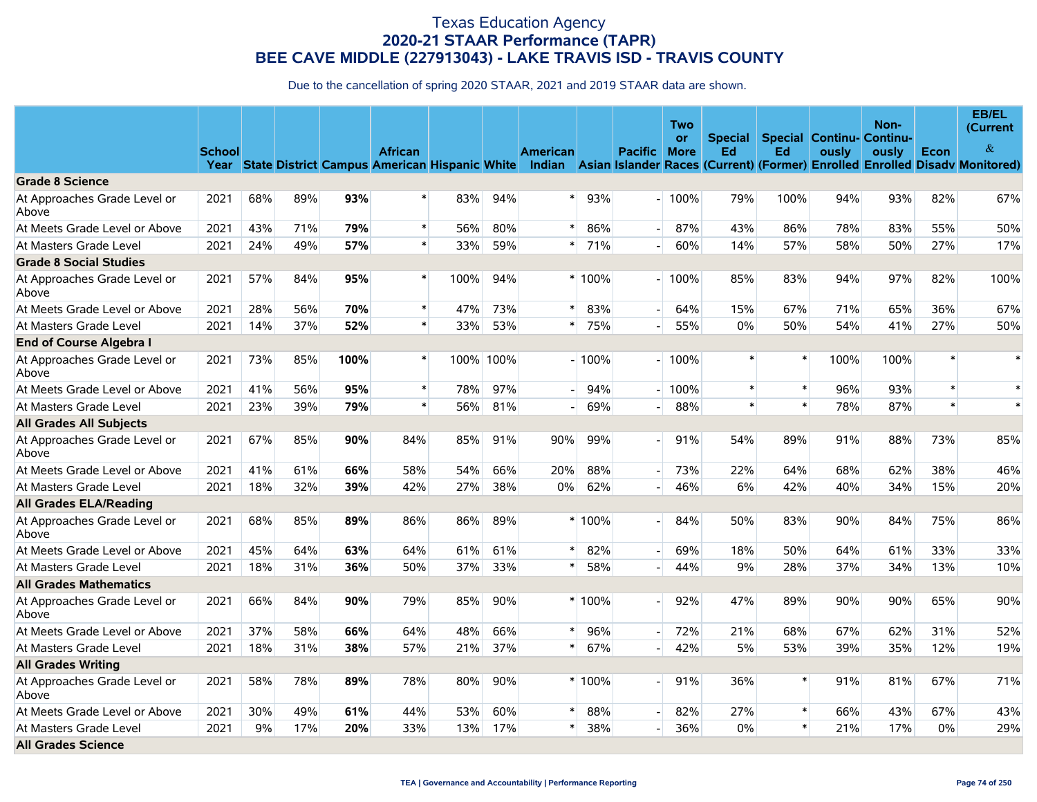# Texas Education Agency
## 2020-21 STAAR Performance (TAPR)
## BEE CAVE MIDDLE (227913043) - LAKE TRAVIS ISD - TRAVIS COUNTY

Due to the cancellation of spring 2020 STAAR, 2021 and 2019 STAAR data are shown.

| | School Year | State | District | Campus | African American | Hispanic | White | American Indian | Asian | Pacific Islander | Two or More Races | Special Ed (Current) | Special Ed (Former) | Continuously Enrolled | Non-Continuously Enrolled | Econ Disadv | EB/EL (Current & Monitored) |
|---|---|---|---|---|---|---|---|---|---|---|---|---|---|---|---|---|---|
| **Grade 8 Science** | | | | | | | | | | | | | | | | | |
| At Approaches Grade Level or Above | 2021 | 68% | 89% | **93%** | * | 83% | 94% | * | 93% | - | 100% | 79% | 100% | 94% | 93% | 82% | 67% |
| At Meets Grade Level or Above | 2021 | 43% | 71% | **79%** | * | 56% | 80% | * | 86% | - | 87% | 43% | 86% | 78% | 83% | 55% | 50% |
| At Masters Grade Level | 2021 | 24% | 49% | **57%** | * | 33% | 59% | * | 71% | - | 60% | 14% | 57% | 58% | 50% | 27% | 17% |
| **Grade 8 Social Studies** | | | | | | | | | | | | | | | | | |
| At Approaches Grade Level or Above | 2021 | 57% | 84% | **95%** | * | 100% | 94% | * | 100% | - | 100% | 85% | 83% | 94% | 97% | 82% | 100% |
| At Meets Grade Level or Above | 2021 | 28% | 56% | **70%** | * | 47% | 73% | * | 83% | - | 64% | 15% | 67% | 71% | 65% | 36% | 67% |
| At Masters Grade Level | 2021 | 14% | 37% | **52%** | * | 33% | 53% | * | 75% | - | 55% | 0% | 50% | 54% | 41% | 27% | 50% |
| **End of Course Algebra I** | | | | | | | | | | | | | | | | | |
| At Approaches Grade Level or Above | 2021 | 73% | 85% | **100%** | * | 100% | 100% | - | 100% | - | 100% | * | * | 100% | 100% | * | * |
| At Meets Grade Level or Above | 2021 | 41% | 56% | **95%** | * | 78% | 97% | - | 94% | - | 100% | * | * | 96% | 93% | * | * |
| At Masters Grade Level | 2021 | 23% | 39% | **79%** | * | 56% | 81% | - | 69% | - | 88% | * | * | 78% | 87% | * | * |
| **All Grades All Subjects** | | | | | | | | | | | | | | | | | |
| At Approaches Grade Level or Above | 2021 | 67% | 85% | **90%** | 84% | 85% | 91% | 90% | 99% | - | 91% | 54% | 89% | 91% | 88% | 73% | 85% |
| At Meets Grade Level or Above | 2021 | 41% | 61% | **66%** | 58% | 54% | 66% | 20% | 88% | - | 73% | 22% | 64% | 68% | 62% | 38% | 46% |
| At Masters Grade Level | 2021 | 18% | 32% | **39%** | 42% | 27% | 38% | 0% | 62% | - | 46% | 6% | 42% | 40% | 34% | 15% | 20% |
| **All Grades ELA/Reading** | | | | | | | | | | | | | | | | | |
| At Approaches Grade Level or Above | 2021 | 68% | 85% | **89%** | 86% | 86% | 89% | * | 100% | - | 84% | 50% | 83% | 90% | 84% | 75% | 86% |
| At Meets Grade Level or Above | 2021 | 45% | 64% | **63%** | 64% | 61% | 61% | * | 82% | - | 69% | 18% | 50% | 64% | 61% | 33% | 33% |
| At Masters Grade Level | 2021 | 18% | 31% | **36%** | 50% | 37% | 33% | * | 58% | - | 44% | 9% | 28% | 37% | 34% | 13% | 10% |
| **All Grades Mathematics** | | | | | | | | | | | | | | | | | |
| At Approaches Grade Level or Above | 2021 | 66% | 84% | **90%** | 79% | 85% | 90% | * | 100% | - | 92% | 47% | 89% | 90% | 90% | 65% | 90% |
| At Meets Grade Level or Above | 2021 | 37% | 58% | **66%** | 64% | 48% | 66% | * | 96% | - | 72% | 21% | 68% | 67% | 62% | 31% | 52% |
| At Masters Grade Level | 2021 | 18% | 31% | **38%** | 57% | 21% | 37% | * | 67% | - | 42% | 5% | 53% | 39% | 35% | 12% | 19% |
| **All Grades Writing** | | | | | | | | | | | | | | | | | |
| At Approaches Grade Level or Above | 2021 | 58% | 78% | **89%** | 78% | 80% | 90% | * | 100% | - | 91% | 36% | * | 91% | 81% | 67% | 71% |
| At Meets Grade Level or Above | 2021 | 30% | 49% | **61%** | 44% | 53% | 60% | * | 88% | - | 82% | 27% | * | 66% | 43% | 67% | 43% |
| At Masters Grade Level | 2021 | 9% | 17% | **20%** | 33% | 13% | 17% | * | 38% | - | 36% | 0% | * | 21% | 17% | 0% | 29% |
| **All Grades Science** | | | | | | | | | | | | | | | | | |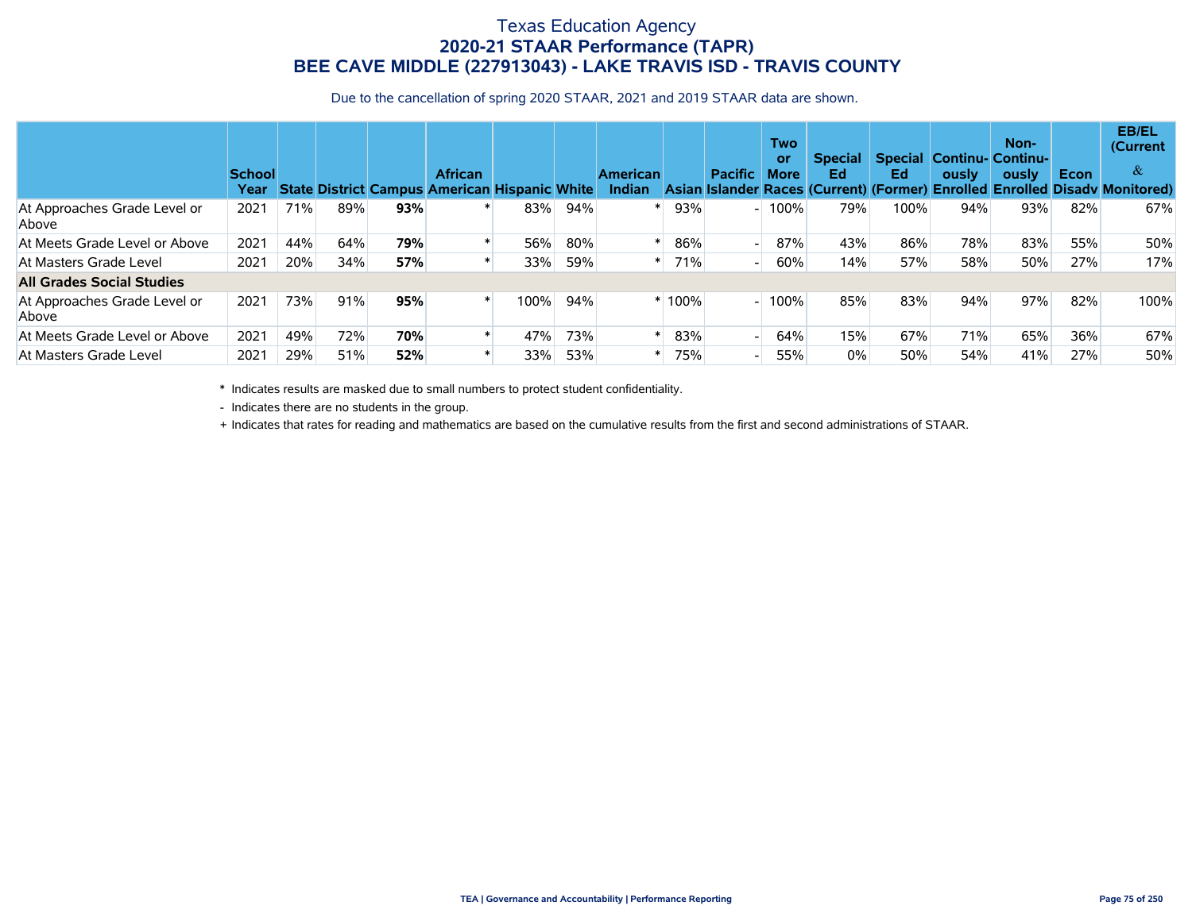# Texas Education Agency
## 2020-21 STAAR Performance (TAPR)
## BEE CAVE MIDDLE (227913043) - LAKE TRAVIS ISD - TRAVIS COUNTY

Due to the cancellation of spring 2020 STAAR, 2021 and 2019 STAAR data are shown.

| | School Year | State | District | Campus | African American | Hispanic | White | American Indian | Asian | Pacific Islander | Two or More Races | Special Ed (Current) | Special Ed (Former) | Continuously Enrolled | Non-Continuously Enrolled | Econ Disadv | EB/EL (Current & Monitored) |
|---|---|---|---|---|---|---|---|---|---|---|---|---|---|---|---|---|---|
| At Approaches Grade Level or Above | 2021 | 71% | 89% | **93%** | * | 83% | 94% | * | 93% | - | 100% | 79% | 100% | 94% | 93% | 82% | 67% |
| At Meets Grade Level or Above | 2021 | 44% | 64% | **79%** | * | 56% | 80% | * | 86% | - | 87% | 43% | 86% | 78% | 83% | 55% | 50% |
| At Masters Grade Level | 2021 | 20% | 34% | **57%** | * | 33% | 59% | * | 71% | - | 60% | 14% | 57% | 58% | 50% | 27% | 17% |
| **All Grades Social Studies** | | | | | | | | | | | | | | | | | |
| At Approaches Grade Level or Above | 2021 | 73% | 91% | **95%** | * | 100% | 94% | * | 100% | - | 100% | 85% | 83% | 94% | 97% | 82% | 100% |
| At Meets Grade Level or Above | 2021 | 49% | 72% | **70%** | * | 47% | 73% | * | 83% | - | 64% | 15% | 67% | 71% | 65% | 36% | 67% |
| At Masters Grade Level | 2021 | 29% | 51% | **52%** | * | 33% | 53% | * | 75% | - | 55% | 0% | 50% | 54% | 41% | 27% | 50% |

\* Indicates results are masked due to small numbers to protect student confidentiality.

\- Indicates there are no students in the group.

\+ Indicates that rates for reading and mathematics are based on the cumulative results from the first and second administrations of STAAR.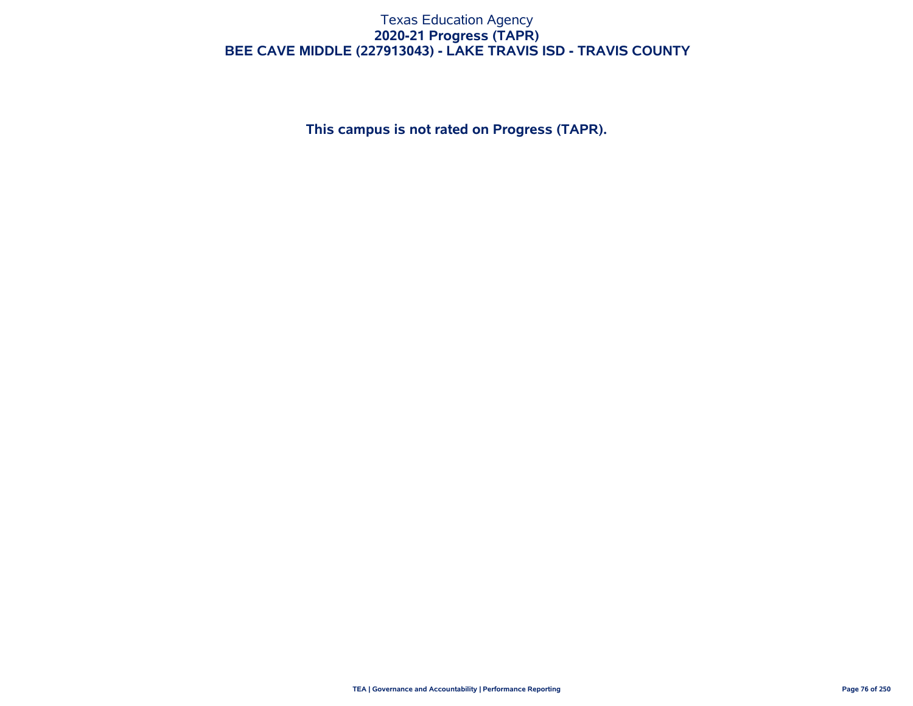Texas Education Agency

**2020-21 Progress (TAPR)**

**BEE CAVE MIDDLE (227913043) - LAKE TRAVIS ISD - TRAVIS COUNTY**

**This campus is not rated on Progress (TAPR).**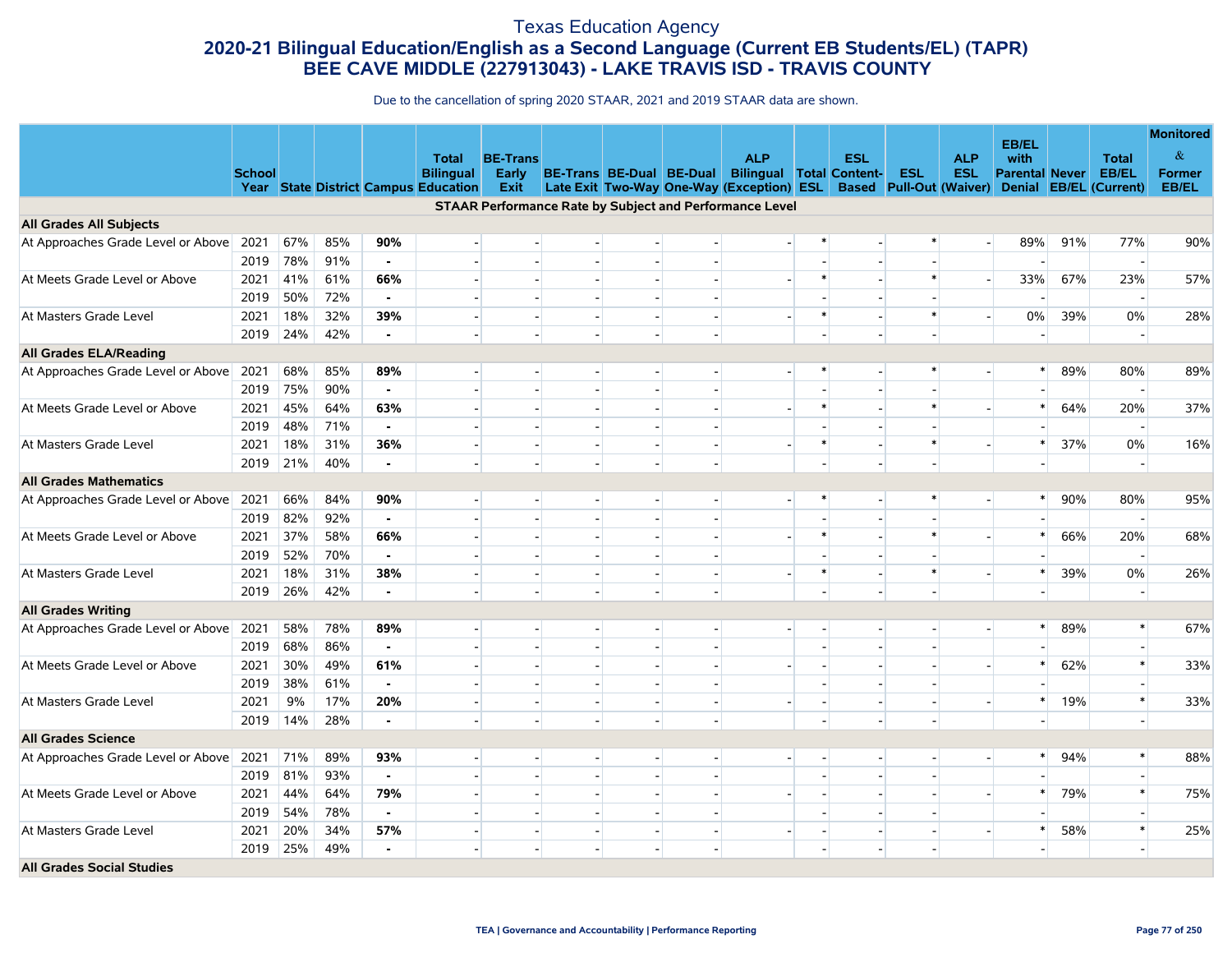# Texas Education Agency

## 2020-21 Bilingual Education/English as a Second Language (Current EB Students/EL) (TAPR)

## BEE CAVE MIDDLE (227913043) - LAKE TRAVIS ISD - TRAVIS COUNTY

Due to the cancellation of spring 2020 STAAR, 2021 and 2019 STAAR data are shown.

| | School Year | State | District | Campus | Total Bilingual Education | BE-Trans Early Exit | BE-Trans Late Exit | BE-Dual Two-Way | BE-Dual One-Way | ALP Bilingual (Exception) | Total ESL | ESL Content-Based | ESL Pull-Out | ALP ESL (Waiver) | EB/EL with Parental Denial | Never EB/EL | Total EB/EL (Current) | Monitored & Former EB/EL |
|---|---|---|---|---|---|---|---|---|---|---|---|---|---|---|---|---|---|---|
| **STAAR Performance Rate by Subject and Performance Level** | | | | | | | | | | | | | | | | | | |
| **All Grades All Subjects** | | | | | | | | | | | | | | | | | | |
| At Approaches Grade Level or Above | 2021 | 67% | 85% | **90%** | - | - | - | - | - | - | * | - | * | - | 89% | 91% | 77% | 90% |
| | 2019 | 78% | 91% | **-** | - | - | - | - | - | | - | - | - | | - | | - | |
| At Meets Grade Level or Above | 2021 | 41% | 61% | **66%** | - | - | - | - | - | - | * | - | * | - | 33% | 67% | 23% | 57% |
| | 2019 | 50% | 72% | **-** | - | - | - | - | - | | - | - | - | | - | | - | |
| At Masters Grade Level | 2021 | 18% | 32% | **39%** | - | - | - | - | - | - | * | - | * | - | 0% | 39% | 0% | 28% |
| | 2019 | 24% | 42% | **-** | - | - | - | - | - | | - | - | - | | - | | - | |
| **All Grades ELA/Reading** | | | | | | | | | | | | | | | | | | |
| At Approaches Grade Level or Above | 2021 | 68% | 85% | **89%** | - | - | - | - | - | - | * | - | * | - | * | 89% | 80% | 89% |
| | 2019 | 75% | 90% | **-** | - | - | - | - | - | | - | - | - | | - | | - | |
| At Meets Grade Level or Above | 2021 | 45% | 64% | **63%** | - | - | - | - | - | - | * | - | * | - | * | 64% | 20% | 37% |
| | 2019 | 48% | 71% | **-** | - | - | - | - | - | | - | - | - | | - | | - | |
| At Masters Grade Level | 2021 | 18% | 31% | **36%** | - | - | - | - | - | - | * | - | * | - | * | 37% | 0% | 16% |
| | 2019 | 21% | 40% | **-** | - | - | - | - | - | | - | - | - | | - | | - | |
| **All Grades Mathematics** | | | | | | | | | | | | | | | | | | |
| At Approaches Grade Level or Above | 2021 | 66% | 84% | **90%** | - | - | - | - | - | - | * | - | * | - | * | 90% | 80% | 95% |
| | 2019 | 82% | 92% | **-** | - | - | - | - | - | | - | - | - | | - | | - | |
| At Meets Grade Level or Above | 2021 | 37% | 58% | **66%** | - | - | - | - | - | - | * | - | * | - | * | 66% | 20% | 68% |
| | 2019 | 52% | 70% | **-** | - | - | - | - | - | | - | - | - | | - | | - | |
| At Masters Grade Level | 2021 | 18% | 31% | **38%** | - | - | - | - | - | - | * | - | * | - | * | 39% | 0% | 26% |
| | 2019 | 26% | 42% | **-** | - | - | - | - | - | | - | - | - | | - | | - | |
| **All Grades Writing** | | | | | | | | | | | | | | | | | | |
| At Approaches Grade Level or Above | 2021 | 58% | 78% | **89%** | - | - | - | - | - | - | - | - | - | - | * | 89% | * | 67% |
| | 2019 | 68% | 86% | **-** | - | - | - | - | - | | - | - | - | | - | | - | |
| At Meets Grade Level or Above | 2021 | 30% | 49% | **61%** | - | - | - | - | - | - | - | - | - | - | * | 62% | * | 33% |
| | 2019 | 38% | 61% | **-** | - | - | - | - | - | | - | - | - | | - | | - | |
| At Masters Grade Level | 2021 | 9% | 17% | **20%** | - | - | - | - | - | - | - | - | - | - | * | 19% | * | 33% |
| | 2019 | 14% | 28% | **-** | - | - | - | - | - | | - | - | - | | - | | - | |
| **All Grades Science** | | | | | | | | | | | | | | | | | | |
| At Approaches Grade Level or Above | 2021 | 71% | 89% | **93%** | - | - | - | - | - | - | - | - | - | - | * | 94% | * | 88% |
| | 2019 | 81% | 93% | **-** | - | - | - | - | - | | - | - | - | | - | | - | |
| At Meets Grade Level or Above | 2021 | 44% | 64% | **79%** | - | - | - | - | - | - | - | - | - | - | * | 79% | * | 75% |
| | 2019 | 54% | 78% | **-** | - | - | - | - | - | | - | - | - | | - | | - | |
| At Masters Grade Level | 2021 | 20% | 34% | **57%** | - | - | - | - | - | - | - | - | - | - | * | 58% | * | 25% |
| | 2019 | 25% | 49% | **-** | - | - | - | - | - | | - | - | - | | - | | - | |
| **All Grades Social Studies** | | | | | | | | | | | | | | | | | | |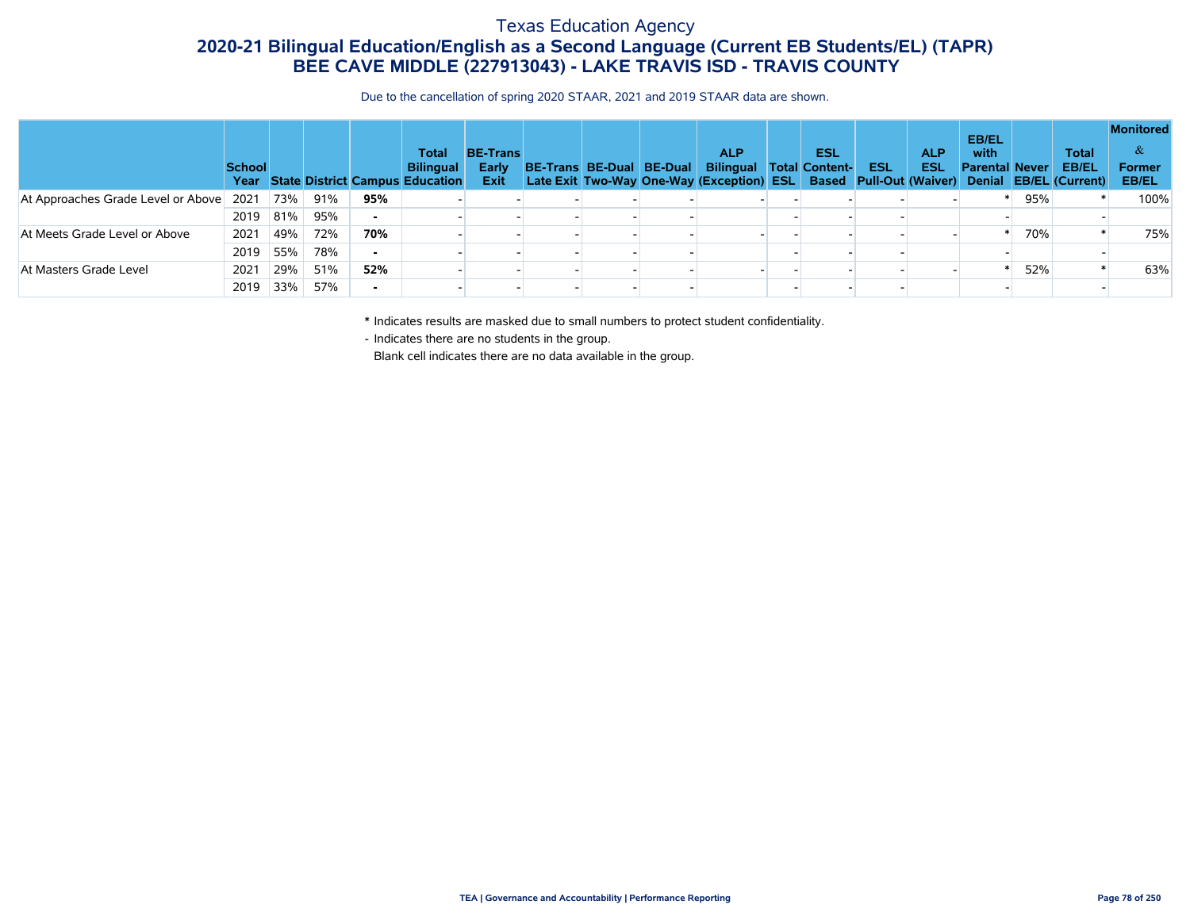# Texas Education Agency

## 2020-21 Bilingual Education/English as a Second Language (Current EB Students/EL) (TAPR)

## BEE CAVE MIDDLE (227913043) - LAKE TRAVIS ISD - TRAVIS COUNTY

Due to the cancellation of spring 2020 STAAR, 2021 and 2019 STAAR data are shown.

| | School Year | State | District | Campus | Total Bilingual Education | BE-Trans Early Exit | BE-Trans Late Exit | BE-Dual Two-Way | BE-Dual One-Way | ALP Bilingual (Exception) | Total ESL | ESL Content-Based | ESL Pull-Out | ALP ESL (Waiver) | EB/EL with Parental Denial | Never EB/EL | Total EB/EL (Current) | Monitored & Former EB/EL |
|---|---|---|---|---|---|---|---|---|---|---|---|---|---|---|---|---|---|---|
| At Approaches Grade Level or Above | 2021 | 73% | 91% | **95%** | - | - | - | - | - | - | - | - | - | - | * | 95% | * | 100% |
| | 2019 | 81% | 95% | **-** | - | - | - | - | - | | - | - | - | | - | | - | |
| At Meets Grade Level or Above | 2021 | 49% | 72% | **70%** | - | - | - | - | - | - | - | - | - | - | * | 70% | * | 75% |
| | 2019 | 55% | 78% | **-** | - | - | - | - | - | | - | - | - | | - | | - | |
| At Masters Grade Level | 2021 | 29% | 51% | **52%** | - | - | - | - | - | - | - | - | - | - | * | 52% | * | 63% |
| | 2019 | 33% | 57% | **-** | - | - | - | - | - | | - | - | - | | - | | - | |

\* Indicates results are masked due to small numbers to protect student confidentiality.

\- Indicates there are no students in the group.

Blank cell indicates there are no data available in the group.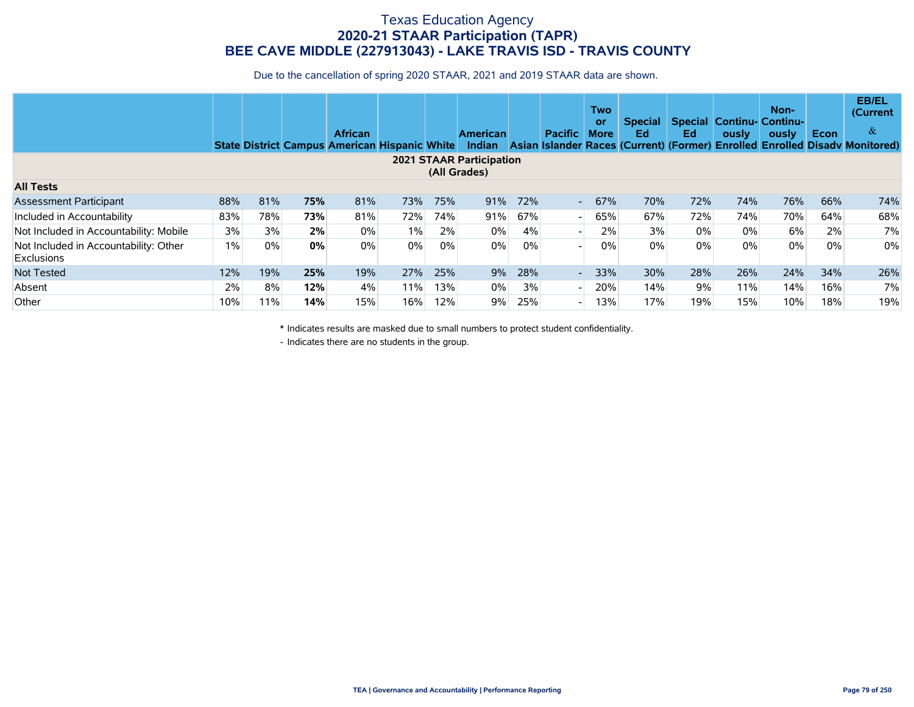# Texas Education Agency
## 2020-21 STAAR Participation (TAPR)
## BEE CAVE MIDDLE (227913043) - LAKE TRAVIS ISD - TRAVIS COUNTY

Due to the cancellation of spring 2020 STAAR, 2021 and 2019 STAAR data are shown.

| | State | District | Campus | African American | Hispanic | White | American Indian | Asian | Pacific Islander | Two or More Races | Special Ed (Current) | Special Ed (Former) | Continuously Enrolled | Non-Continuously Enrolled | Econ Disadv | EB/EL (Current & Monitored) |
|---|---|---|---|---|---|---|---|---|---|---|---|---|---|---|---|---|
| **2021 STAAR Participation (All Grades)** | | | | | | | | | | | | | | | | |
| **All Tests** | | | | | | | | | | | | | | | | |
| Assessment Participant | 88% | 81% | **75%** | 81% | 73% | 75% | 91% | 72% | - | 67% | 70% | 72% | 74% | 76% | 66% | 74% |
| Included in Accountability | 83% | 78% | **73%** | 81% | 72% | 74% | 91% | 67% | - | 65% | 67% | 72% | 74% | 70% | 64% | 68% |
| Not Included in Accountability: Mobile | 3% | 3% | **2%** | 0% | 1% | 2% | 0% | 4% | - | 2% | 3% | 0% | 0% | 6% | 2% | 7% |
| Not Included in Accountability: Other Exclusions | 1% | 0% | **0%** | 0% | 0% | 0% | 0% | 0% | - | 0% | 0% | 0% | 0% | 0% | 0% | 0% |
| Not Tested | 12% | 19% | **25%** | 19% | 27% | 25% | 9% | 28% | - | 33% | 30% | 28% | 26% | 24% | 34% | 26% |
| Absent | 2% | 8% | **12%** | 4% | 11% | 13% | 0% | 3% | - | 20% | 14% | 9% | 11% | 14% | 16% | 7% |
| Other | 10% | 11% | **14%** | 15% | 16% | 12% | 9% | 25% | - | 13% | 17% | 19% | 15% | 10% | 18% | 19% |

\* Indicates results are masked due to small numbers to protect student confidentiality.

\- Indicates there are no students in the group.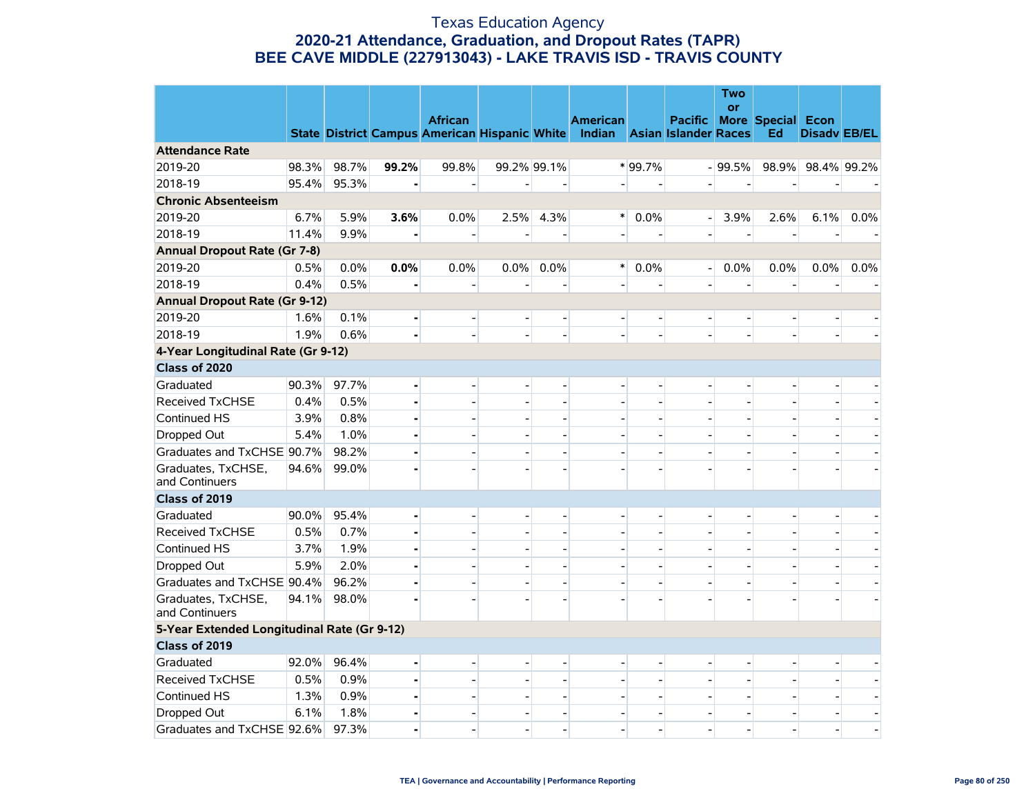# Texas Education Agency

## 2020-21 Attendance, Graduation, and Dropout Rates (TAPR)

## BEE CAVE MIDDLE (227913043) - LAKE TRAVIS ISD - TRAVIS COUNTY

| | State | District | Campus | African American | Hispanic | White | American Indian | Asian | Pacific Islander | Two or More Races | Special Ed | Econ Disadv | EB/EL |
|---|---|---|---|---|---|---|---|---|---|---|---|---|---|
| **Attendance Rate** | | | | | | | | | | | | | |
| 2019-20 | 98.3% | 98.7% | **99.2%** | 99.8% | 99.2% | 99.1% | * | 99.7% | - | 99.5% | 98.9% | 98.4% | 99.2% |
| 2018-19 | 95.4% | 95.3% | **-** | - | - | - | - | - | - | - | - | - | - |
| **Chronic Absenteeism** | | | | | | | | | | | | | |
| 2019-20 | 6.7% | 5.9% | **3.6%** | 0.0% | 2.5% | 4.3% | * | 0.0% | - | 3.9% | 2.6% | 6.1% | 0.0% |
| 2018-19 | 11.4% | 9.9% | **-** | - | - | - | - | - | - | - | - | - | - |
| **Annual Dropout Rate (Gr 7-8)** | | | | | | | | | | | | | |
| 2019-20 | 0.5% | 0.0% | **0.0%** | 0.0% | 0.0% | 0.0% | * | 0.0% | - | 0.0% | 0.0% | 0.0% | 0.0% |
| 2018-19 | 0.4% | 0.5% | **-** | - | - | - | - | - | - | - | - | - | - |
| **Annual Dropout Rate (Gr 9-12)** | | | | | | | | | | | | | |
| 2019-20 | 1.6% | 0.1% | **-** | - | - | - | - | - | - | - | - | - | - |
| 2018-19 | 1.9% | 0.6% | **-** | - | - | - | - | - | - | - | - | - | - |
| **4-Year Longitudinal Rate (Gr 9-12)** | | | | | | | | | | | | | |
| **Class of 2020** | | | | | | | | | | | | | |
| Graduated | 90.3% | 97.7% | **-** | - | - | - | - | - | - | - | - | - | - |
| Received TxCHSE | 0.4% | 0.5% | **-** | - | - | - | - | - | - | - | - | - | - |
| Continued HS | 3.9% | 0.8% | **-** | - | - | - | - | - | - | - | - | - | - |
| Dropped Out | 5.4% | 1.0% | **-** | - | - | - | - | - | - | - | - | - | - |
| Graduates and TxCHSE | 90.7% | 98.2% | **-** | - | - | - | - | - | - | - | - | - | - |
| Graduates, TxCHSE, and Continuers | 94.6% | 99.0% | **-** | - | - | - | - | - | - | - | - | - | - |
| **Class of 2019** | | | | | | | | | | | | | |
| Graduated | 90.0% | 95.4% | **-** | - | - | - | - | - | - | - | - | - | - |
| Received TxCHSE | 0.5% | 0.7% | **-** | - | - | - | - | - | - | - | - | - | - |
| Continued HS | 3.7% | 1.9% | **-** | - | - | - | - | - | - | - | - | - | - |
| Dropped Out | 5.9% | 2.0% | **-** | - | - | - | - | - | - | - | - | - | - |
| Graduates and TxCHSE | 90.4% | 96.2% | **-** | - | - | - | - | - | - | - | - | - | - |
| Graduates, TxCHSE, and Continuers | 94.1% | 98.0% | **-** | - | - | - | - | - | - | - | - | - | - |
| **5-Year Extended Longitudinal Rate (Gr 9-12)** | | | | | | | | | | | | | |
| **Class of 2019** | | | | | | | | | | | | | |
| Graduated | 92.0% | 96.4% | **-** | - | - | - | - | - | - | - | - | - | - |
| Received TxCHSE | 0.5% | 0.9% | **-** | - | - | - | - | - | - | - | - | - | - |
| Continued HS | 1.3% | 0.9% | **-** | - | - | - | - | - | - | - | - | - | - |
| Dropped Out | 6.1% | 1.8% | **-** | - | - | - | - | - | - | - | - | - | - |
| Graduates and TxCHSE | 92.6% | 97.3% | **-** | - | - | - | - | - | - | - | - | - | - |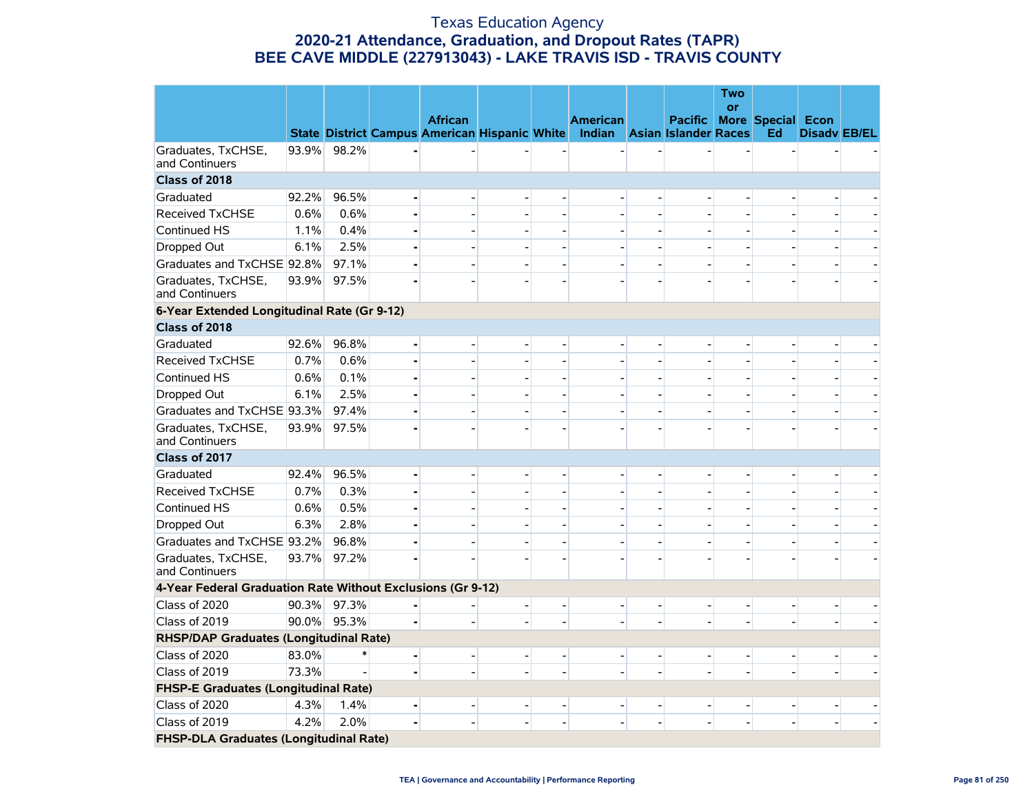# Texas Education Agency
## 2020-21 Attendance, Graduation, and Dropout Rates (TAPR)
## BEE CAVE MIDDLE (227913043) - LAKE TRAVIS ISD - TRAVIS COUNTY

| | State | District | Campus | African American | Hispanic | White | American Indian | Asian | Pacific Islander | Two or More Races | Special Ed | Econ Disadv | EB/EL |
|---|---|---|---|---|---|---|---|---|---|---|---|---|---|
| Graduates, TxCHSE, and Continuers | 93.9% | 98.2% | - | - | - | - | - | - | - | - | - | - | - |
| **Class of 2018** | | | | | | | | | | | | | |
| Graduated | 92.2% | 96.5% | - | - | - | - | - | - | - | - | - | - | - |
| Received TxCHSE | 0.6% | 0.6% | - | - | - | - | - | - | - | - | - | - | - |
| Continued HS | 1.1% | 0.4% | - | - | - | - | - | - | - | - | - | - | - |
| Dropped Out | 6.1% | 2.5% | - | - | - | - | - | - | - | - | - | - | - |
| Graduates and TxCHSE | 92.8% | 97.1% | - | - | - | - | - | - | - | - | - | - | - |
| Graduates, TxCHSE, and Continuers | 93.9% | 97.5% | - | - | - | - | - | - | - | - | - | - | - |
| **6-Year Extended Longitudinal Rate (Gr 9-12)** | | | | | | | | | | | | | |
| **Class of 2018** | | | | | | | | | | | | | |
| Graduated | 92.6% | 96.8% | - | - | - | - | - | - | - | - | - | - | - |
| Received TxCHSE | 0.7% | 0.6% | - | - | - | - | - | - | - | - | - | - | - |
| Continued HS | 0.6% | 0.1% | - | - | - | - | - | - | - | - | - | - | - |
| Dropped Out | 6.1% | 2.5% | - | - | - | - | - | - | - | - | - | - | - |
| Graduates and TxCHSE | 93.3% | 97.4% | - | - | - | - | - | - | - | - | - | - | - |
| Graduates, TxCHSE, and Continuers | 93.9% | 97.5% | - | - | - | - | - | - | - | - | - | - | - |
| **Class of 2017** | | | | | | | | | | | | | |
| Graduated | 92.4% | 96.5% | - | - | - | - | - | - | - | - | - | - | - |
| Received TxCHSE | 0.7% | 0.3% | - | - | - | - | - | - | - | - | - | - | - |
| Continued HS | 0.6% | 0.5% | - | - | - | - | - | - | - | - | - | - | - |
| Dropped Out | 6.3% | 2.8% | - | - | - | - | - | - | - | - | - | - | - |
| Graduates and TxCHSE | 93.2% | 96.8% | - | - | - | - | - | - | - | - | - | - | - |
| Graduates, TxCHSE, and Continuers | 93.7% | 97.2% | - | - | - | - | - | - | - | - | - | - | - |
| **4-Year Federal Graduation Rate Without Exclusions (Gr 9-12)** | | | | | | | | | | | | | |
| Class of 2020 | 90.3% | 97.3% | - | - | - | - | - | - | - | - | - | - | - |
| Class of 2019 | 90.0% | 95.3% | - | - | - | - | - | - | - | - | - | - | - |
| **RHSP/DAP Graduates (Longitudinal Rate)** | | | | | | | | | | | | | |
| Class of 2020 | 83.0% | * | - | - | - | - | - | - | - | - | - | - | - |
| Class of 2019 | 73.3% | - | - | - | - | - | - | - | - | - | - | - | - |
| **FHSP-E Graduates (Longitudinal Rate)** | | | | | | | | | | | | | |
| Class of 2020 | 4.3% | 1.4% | - | - | - | - | - | - | - | - | - | - | - |
| Class of 2019 | 4.2% | 2.0% | - | - | - | - | - | - | - | - | - | - | - |
| **FHSP-DLA Graduates (Longitudinal Rate)** | | | | | | | | | | | | | |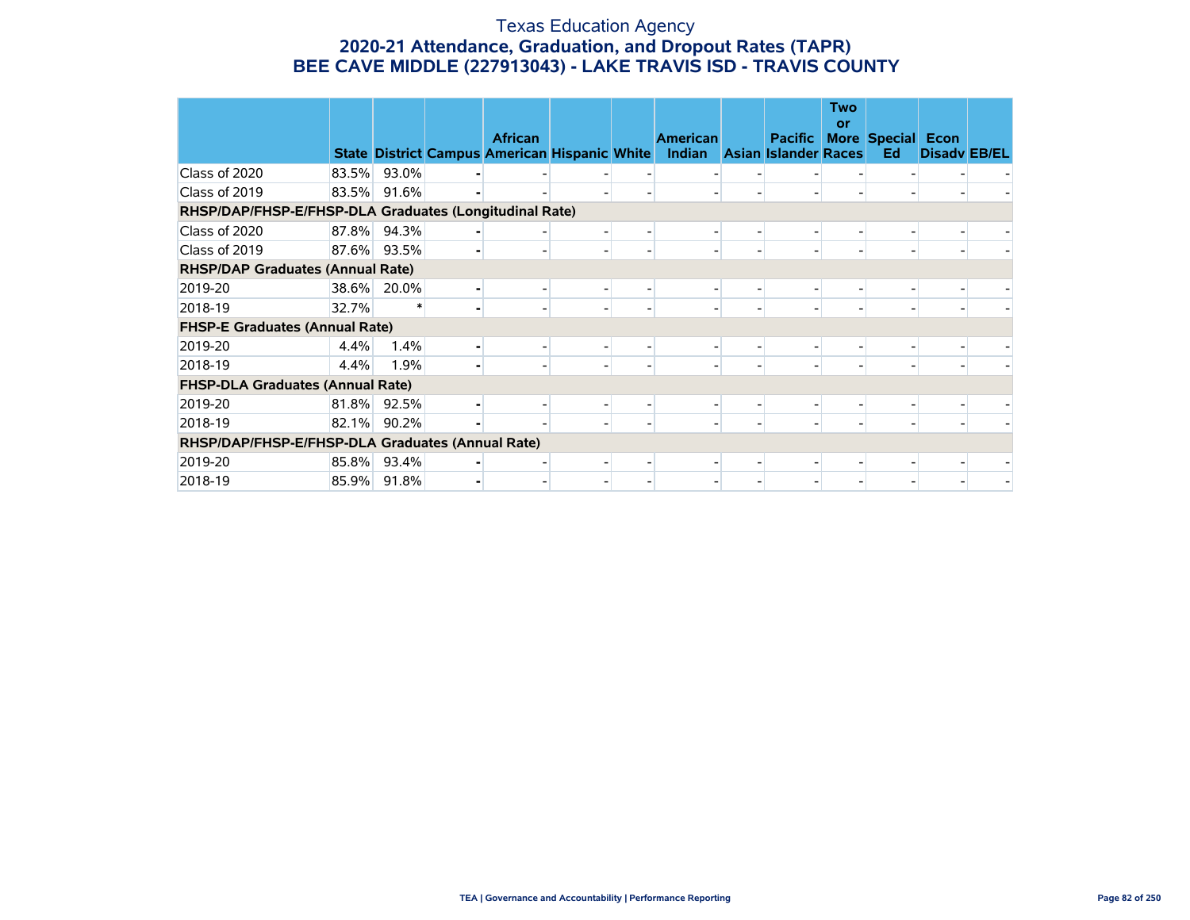# Texas Education Agency

## 2020-21 Attendance, Graduation, and Dropout Rates (TAPR)

## BEE CAVE MIDDLE (227913043) - LAKE TRAVIS ISD - TRAVIS COUNTY

| | State | District | Campus | African American | Hispanic | White | American Indian | Asian | Pacific Islander | Two or More Races | Special Ed | Econ Disadv | EB/EL |
|---|---|---|---|---|---|---|---|---|---|---|---|---|---|
| Class of 2020 | 83.5% | 93.0% | - | - | - | - | - | - | - | - | - | - | - |
| Class of 2019 | 83.5% | 91.6% | - | - | - | - | - | - | - | - | - | - | - |
| **RHSP/DAP/FHSP-E/FHSP-DLA Graduates (Longitudinal Rate)** | | | | | | | | | | | | | |
| Class of 2020 | 87.8% | 94.3% | - | - | - | - | - | - | - | - | - | - | - |
| Class of 2019 | 87.6% | 93.5% | - | - | - | - | - | - | - | - | - | - | - |
| **RHSP/DAP Graduates (Annual Rate)** | | | | | | | | | | | | | |
| 2019-20 | 38.6% | 20.0% | - | - | - | - | - | - | - | - | - | - | - |
| 2018-19 | 32.7% | * | - | - | - | - | - | - | - | - | - | - | - |
| **FHSP-E Graduates (Annual Rate)** | | | | | | | | | | | | | |
| 2019-20 | 4.4% | 1.4% | - | - | - | - | - | - | - | - | - | - | - |
| 2018-19 | 4.4% | 1.9% | - | - | - | - | - | - | - | - | - | - | - |
| **FHSP-DLA Graduates (Annual Rate)** | | | | | | | | | | | | | |
| 2019-20 | 81.8% | 92.5% | - | - | - | - | - | - | - | - | - | - | - |
| 2018-19 | 82.1% | 90.2% | - | - | - | - | - | - | - | - | - | - | - |
| **RHSP/DAP/FHSP-E/FHSP-DLA Graduates (Annual Rate)** | | | | | | | | | | | | | |
| 2019-20 | 85.8% | 93.4% | - | - | - | - | - | - | - | - | - | - | - |
| 2018-19 | 85.9% | 91.8% | - | - | - | - | - | - | - | - | - | - | - |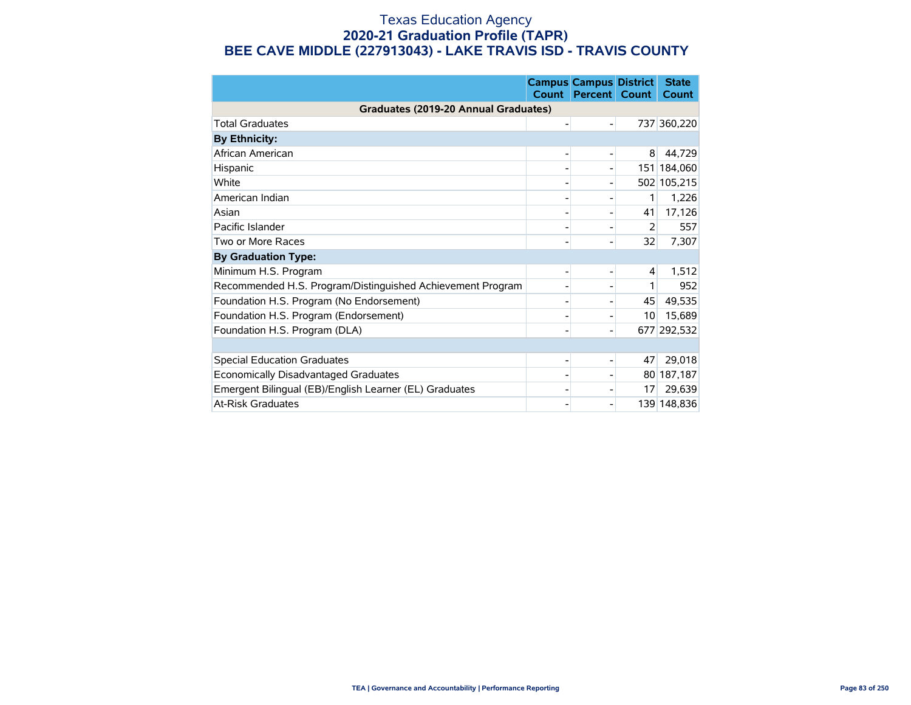# Texas Education Agency
## 2020-21 Graduation Profile (TAPR)
## BEE CAVE MIDDLE (227913043) - LAKE TRAVIS ISD - TRAVIS COUNTY

| | Campus Count | Campus Percent | District Count | State Count |
|---|---|---|---|---|
| **Graduates (2019-20 Annual Graduates)** | | | | |
| Total Graduates | - | - | 737 | 360,220 |
| **By Ethnicity:** | | | | |
| African American | - | - | 8 | 44,729 |
| Hispanic | - | - | 151 | 184,060 |
| White | - | - | 502 | 105,215 |
| American Indian | - | - | 1 | 1,226 |
| Asian | - | - | 41 | 17,126 |
| Pacific Islander | - | - | 2 | 557 |
| Two or More Races | - | - | 32 | 7,307 |
| **By Graduation Type:** | | | | |
| Minimum H.S. Program | - | - | 4 | 1,512 |
| Recommended H.S. Program/Distinguished Achievement Program | - | - | 1 | 952 |
| Foundation H.S. Program (No Endorsement) | - | - | 45 | 49,535 |
| Foundation H.S. Program (Endorsement) | - | - | 10 | 15,689 |
| Foundation H.S. Program (DLA) | - | - | 677 | 292,532 |
| | | | | |
| Special Education Graduates | - | - | 47 | 29,018 |
| Economically Disadvantaged Graduates | - | - | 80 | 187,187 |
| Emergent Bilingual (EB)/English Learner (EL) Graduates | - | - | 17 | 29,639 |
| At-Risk Graduates | - | - | 139 | 148,836 |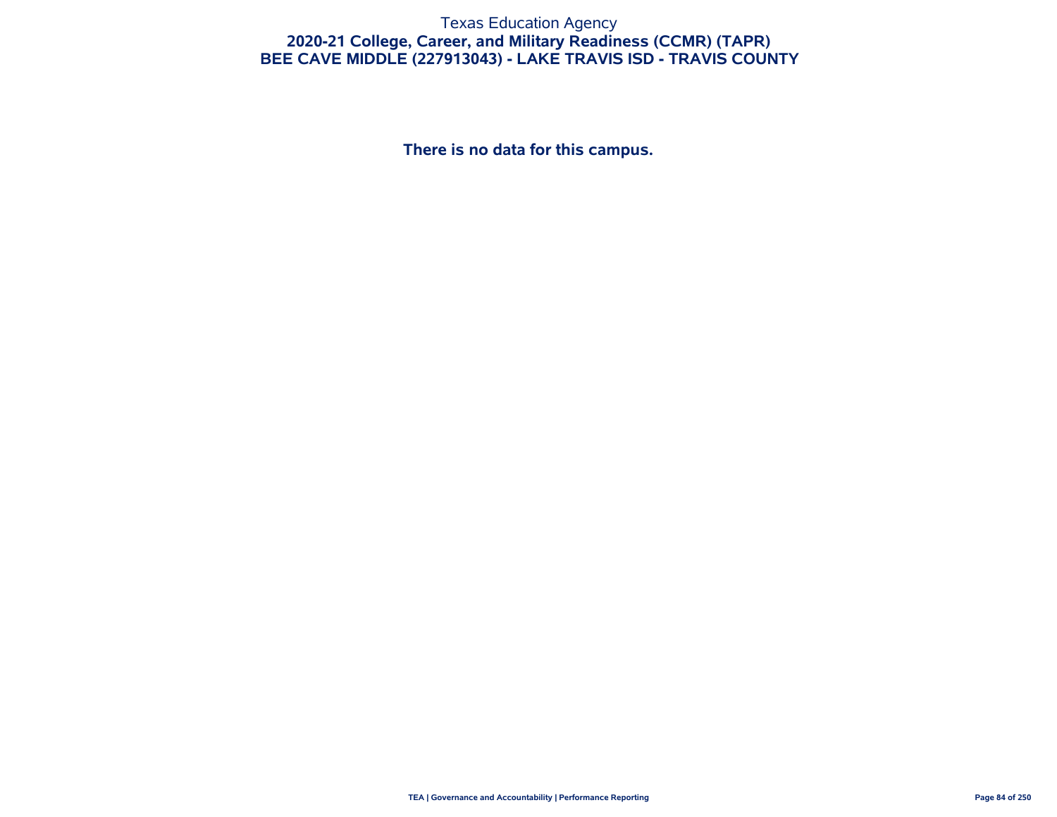Texas Education Agency

# 2020-21 College, Career, and Military Readiness (CCMR) (TAPR)

## BEE CAVE MIDDLE (227913043) - LAKE TRAVIS ISD - TRAVIS COUNTY

**There is no data for this campus.**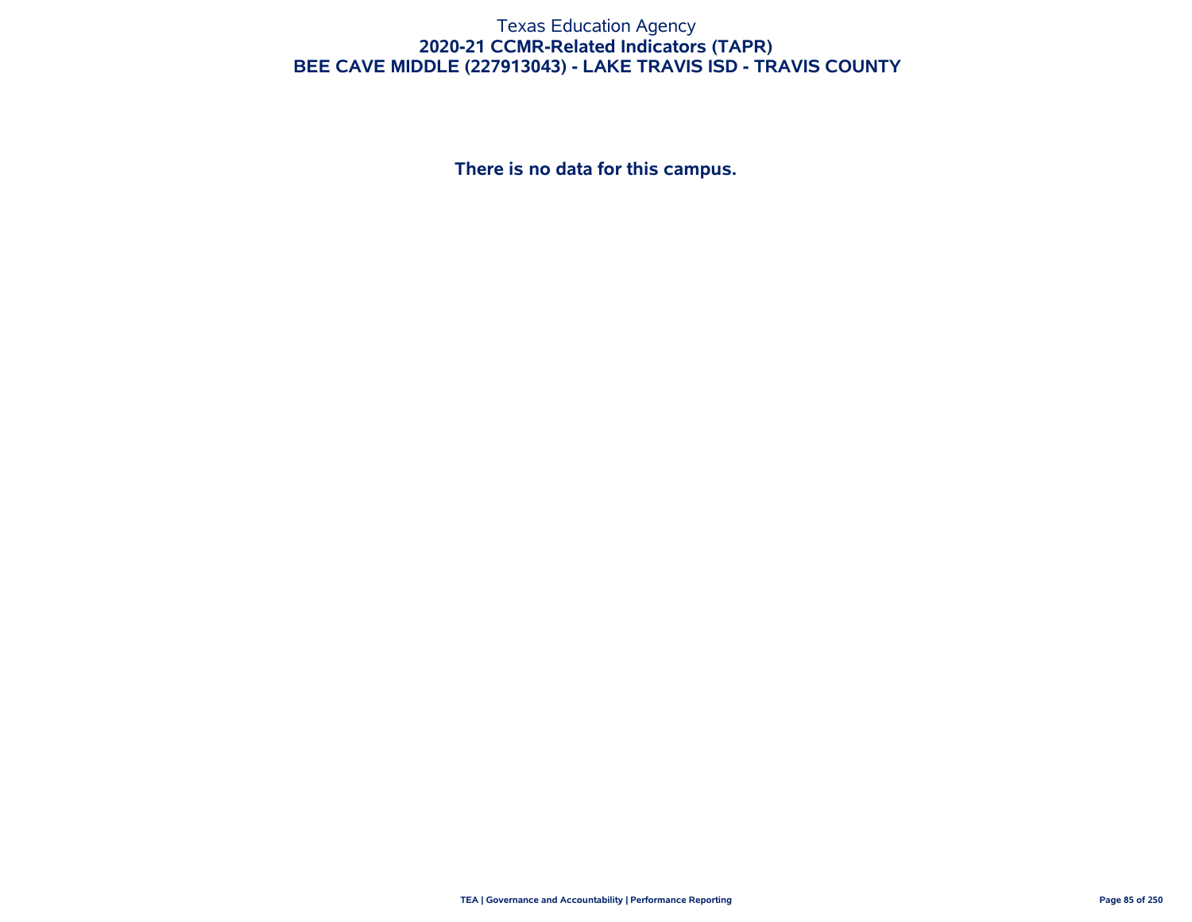# Texas Education Agency
## 2020-21 CCMR-Related Indicators (TAPR)
## BEE CAVE MIDDLE (227913043) - LAKE TRAVIS ISD - TRAVIS COUNTY

**There is no data for this campus.**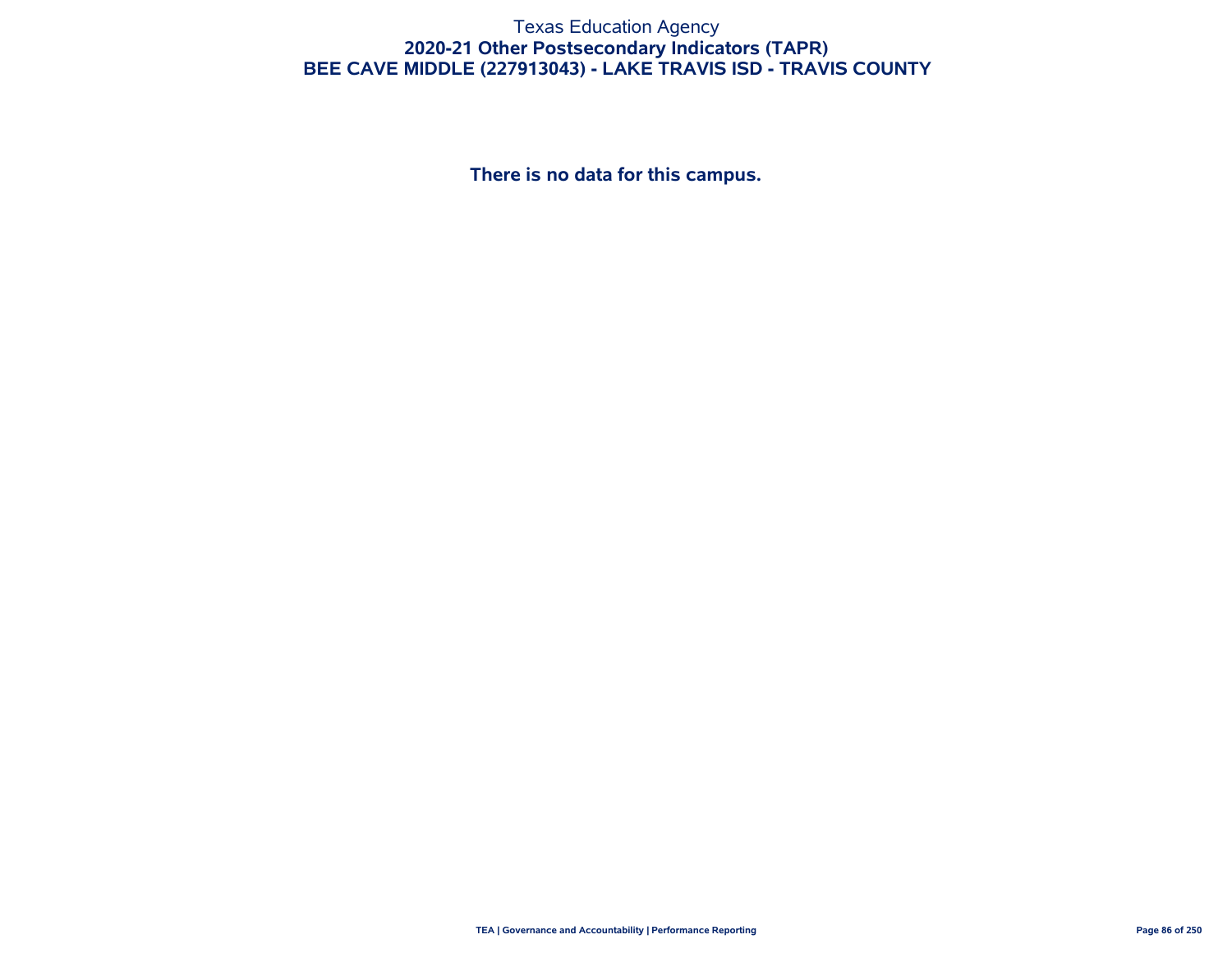# Texas Education Agency

## 2020-21 Other Postsecondary Indicators (TAPR)

## BEE CAVE MIDDLE (227913043) - LAKE TRAVIS ISD - TRAVIS COUNTY

**There is no data for this campus.**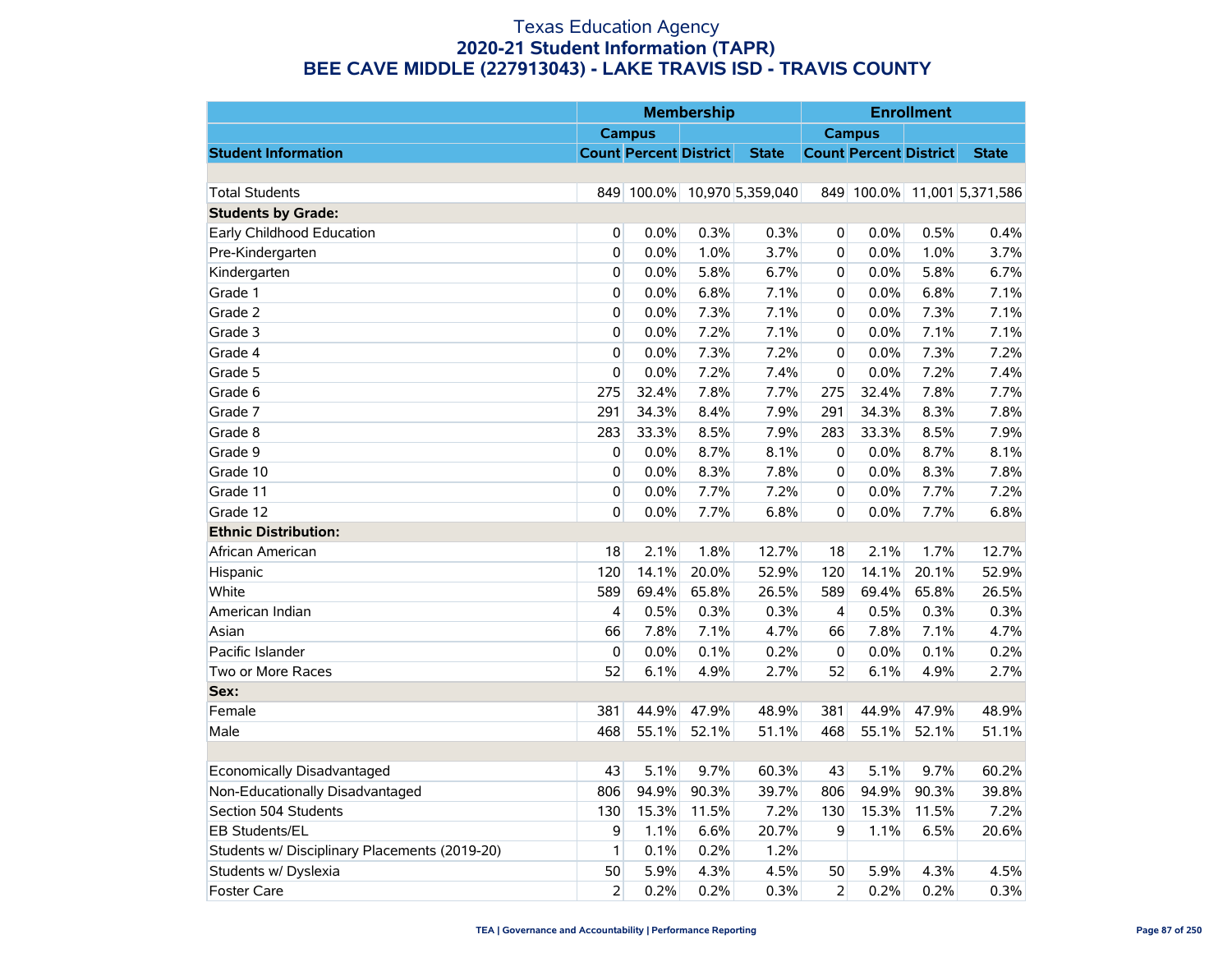# Texas Education Agency
## 2020-21 Student Information (TAPR)
## BEE CAVE MIDDLE (227913043) - LAKE TRAVIS ISD - TRAVIS COUNTY

| | Membership | | | | Enrollment | | | |
|---|---|---|---|---|---|---|---|---|
| | Campus | | | | Campus | | | |
| Student Information | Count | Percent | District | State | Count | Percent | District | State |
| | | | | | | | | |
| Total Students | 849 | 100.0% | 10,970 | 5,359,040 | 849 | 100.0% | 11,001 | 5,371,586 |
| **Students by Grade:** | | | | | | | | |
| Early Childhood Education | 0 | 0.0% | 0.3% | 0.3% | 0 | 0.0% | 0.5% | 0.4% |
| Pre-Kindergarten | 0 | 0.0% | 1.0% | 3.7% | 0 | 0.0% | 1.0% | 3.7% |
| Kindergarten | 0 | 0.0% | 5.8% | 6.7% | 0 | 0.0% | 5.8% | 6.7% |
| Grade 1 | 0 | 0.0% | 6.8% | 7.1% | 0 | 0.0% | 6.8% | 7.1% |
| Grade 2 | 0 | 0.0% | 7.3% | 7.1% | 0 | 0.0% | 7.3% | 7.1% |
| Grade 3 | 0 | 0.0% | 7.2% | 7.1% | 0 | 0.0% | 7.1% | 7.1% |
| Grade 4 | 0 | 0.0% | 7.3% | 7.2% | 0 | 0.0% | 7.3% | 7.2% |
| Grade 5 | 0 | 0.0% | 7.2% | 7.4% | 0 | 0.0% | 7.2% | 7.4% |
| Grade 6 | 275 | 32.4% | 7.8% | 7.7% | 275 | 32.4% | 7.8% | 7.7% |
| Grade 7 | 291 | 34.3% | 8.4% | 7.9% | 291 | 34.3% | 8.3% | 7.8% |
| Grade 8 | 283 | 33.3% | 8.5% | 7.9% | 283 | 33.3% | 8.5% | 7.9% |
| Grade 9 | 0 | 0.0% | 8.7% | 8.1% | 0 | 0.0% | 8.7% | 8.1% |
| Grade 10 | 0 | 0.0% | 8.3% | 7.8% | 0 | 0.0% | 8.3% | 7.8% |
| Grade 11 | 0 | 0.0% | 7.7% | 7.2% | 0 | 0.0% | 7.7% | 7.2% |
| Grade 12 | 0 | 0.0% | 7.7% | 6.8% | 0 | 0.0% | 7.7% | 6.8% |
| **Ethnic Distribution:** | | | | | | | | |
| African American | 18 | 2.1% | 1.8% | 12.7% | 18 | 2.1% | 1.7% | 12.7% |
| Hispanic | 120 | 14.1% | 20.0% | 52.9% | 120 | 14.1% | 20.1% | 52.9% |
| White | 589 | 69.4% | 65.8% | 26.5% | 589 | 69.4% | 65.8% | 26.5% |
| American Indian | 4 | 0.5% | 0.3% | 0.3% | 4 | 0.5% | 0.3% | 0.3% |
| Asian | 66 | 7.8% | 7.1% | 4.7% | 66 | 7.8% | 7.1% | 4.7% |
| Pacific Islander | 0 | 0.0% | 0.1% | 0.2% | 0 | 0.0% | 0.1% | 0.2% |
| Two or More Races | 52 | 6.1% | 4.9% | 2.7% | 52 | 6.1% | 4.9% | 2.7% |
| **Sex:** | | | | | | | | |
| Female | 381 | 44.9% | 47.9% | 48.9% | 381 | 44.9% | 47.9% | 48.9% |
| Male | 468 | 55.1% | 52.1% | 51.1% | 468 | 55.1% | 52.1% | 51.1% |
| | | | | | | | | |
| Economically Disadvantaged | 43 | 5.1% | 9.7% | 60.3% | 43 | 5.1% | 9.7% | 60.2% |
| Non-Educationally Disadvantaged | 806 | 94.9% | 90.3% | 39.7% | 806 | 94.9% | 90.3% | 39.8% |
| Section 504 Students | 130 | 15.3% | 11.5% | 7.2% | 130 | 15.3% | 11.5% | 7.2% |
| EB Students/EL | 9 | 1.1% | 6.6% | 20.7% | 9 | 1.1% | 6.5% | 20.6% |
| Students w/ Disciplinary Placements (2019-20) | 1 | 0.1% | 0.2% | 1.2% | | | | |
| Students w/ Dyslexia | 50 | 5.9% | 4.3% | 4.5% | 50 | 5.9% | 4.3% | 4.5% |
| Foster Care | 2 | 0.2% | 0.2% | 0.3% | 2 | 0.2% | 0.2% | 0.3% |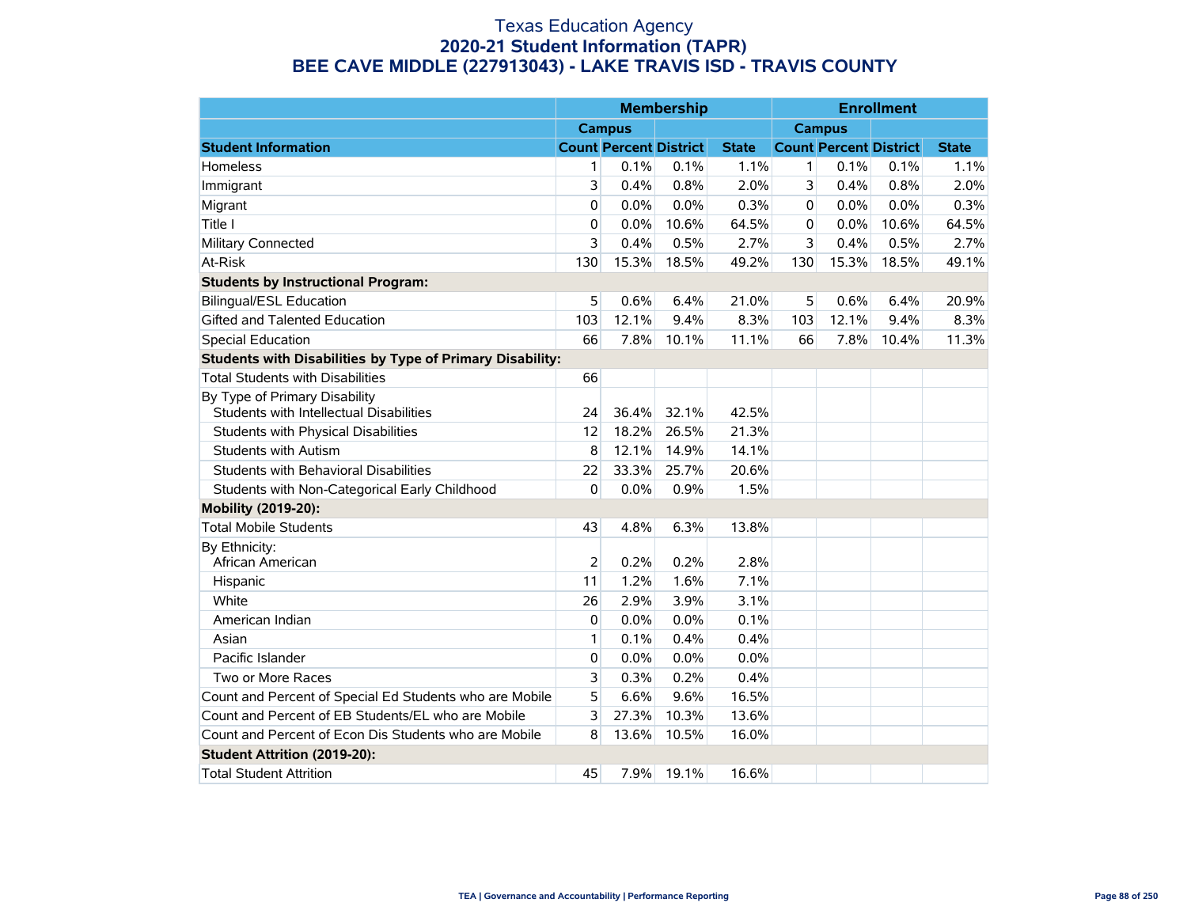Texas Education Agency
**2020-21 Student Information (TAPR)**
**BEE CAVE MIDDLE (227913043) - LAKE TRAVIS ISD - TRAVIS COUNTY**

| | Membership | | | | Enrollment | | | |
|---|---|---|---|---|---|---|---|---|
| | Campus | | | | Campus | | | |
| **Student Information** | **Count** | **Percent** | **District** | **State** | **Count** | **Percent** | **District** | **State** |
| Homeless | 1 | 0.1% | 0.1% | 1.1% | 1 | 0.1% | 0.1% | 1.1% |
| Immigrant | 3 | 0.4% | 0.8% | 2.0% | 3 | 0.4% | 0.8% | 2.0% |
| Migrant | 0 | 0.0% | 0.0% | 0.3% | 0 | 0.0% | 0.0% | 0.3% |
| Title I | 0 | 0.0% | 10.6% | 64.5% | 0 | 0.0% | 10.6% | 64.5% |
| Military Connected | 3 | 0.4% | 0.5% | 2.7% | 3 | 0.4% | 0.5% | 2.7% |
| At-Risk | 130 | 15.3% | 18.5% | 49.2% | 130 | 15.3% | 18.5% | 49.1% |
| **Students by Instructional Program:** | | | | | | | | |
| Bilingual/ESL Education | 5 | 0.6% | 6.4% | 21.0% | 5 | 0.6% | 6.4% | 20.9% |
| Gifted and Talented Education | 103 | 12.1% | 9.4% | 8.3% | 103 | 12.1% | 9.4% | 8.3% |
| Special Education | 66 | 7.8% | 10.1% | 11.1% | 66 | 7.8% | 10.4% | 11.3% |
| **Students with Disabilities by Type of Primary Disability:** | | | | | | | | |
| Total Students with Disabilities | 66 | | | | | | | |
| By Type of Primary Disability | | | | | | | | |
| Students with Intellectual Disabilities | 24 | 36.4% | 32.1% | 42.5% | | | | |
| Students with Physical Disabilities | 12 | 18.2% | 26.5% | 21.3% | | | | |
| Students with Autism | 8 | 12.1% | 14.9% | 14.1% | | | | |
| Students with Behavioral Disabilities | 22 | 33.3% | 25.7% | 20.6% | | | | |
| Students with Non-Categorical Early Childhood | 0 | 0.0% | 0.9% | 1.5% | | | | |
| **Mobility (2019-20):** | | | | | | | | |
| Total Mobile Students | 43 | 4.8% | 6.3% | 13.8% | | | | |
| By Ethnicity: | | | | | | | | |
| African American | 2 | 0.2% | 0.2% | 2.8% | | | | |
| Hispanic | 11 | 1.2% | 1.6% | 7.1% | | | | |
| White | 26 | 2.9% | 3.9% | 3.1% | | | | |
| American Indian | 0 | 0.0% | 0.0% | 0.1% | | | | |
| Asian | 1 | 0.1% | 0.4% | 0.4% | | | | |
| Pacific Islander | 0 | 0.0% | 0.0% | 0.0% | | | | |
| Two or More Races | 3 | 0.3% | 0.2% | 0.4% | | | | |
| Count and Percent of Special Ed Students who are Mobile | 5 | 6.6% | 9.6% | 16.5% | | | | |
| Count and Percent of EB Students/EL who are Mobile | 3 | 27.3% | 10.3% | 13.6% | | | | |
| Count and Percent of Econ Dis Students who are Mobile | 8 | 13.6% | 10.5% | 16.0% | | | | |
| **Student Attrition (2019-20):** | | | | | | | | |
| Total Student Attrition | 45 | 7.9% | 19.1% | 16.6% | | | | |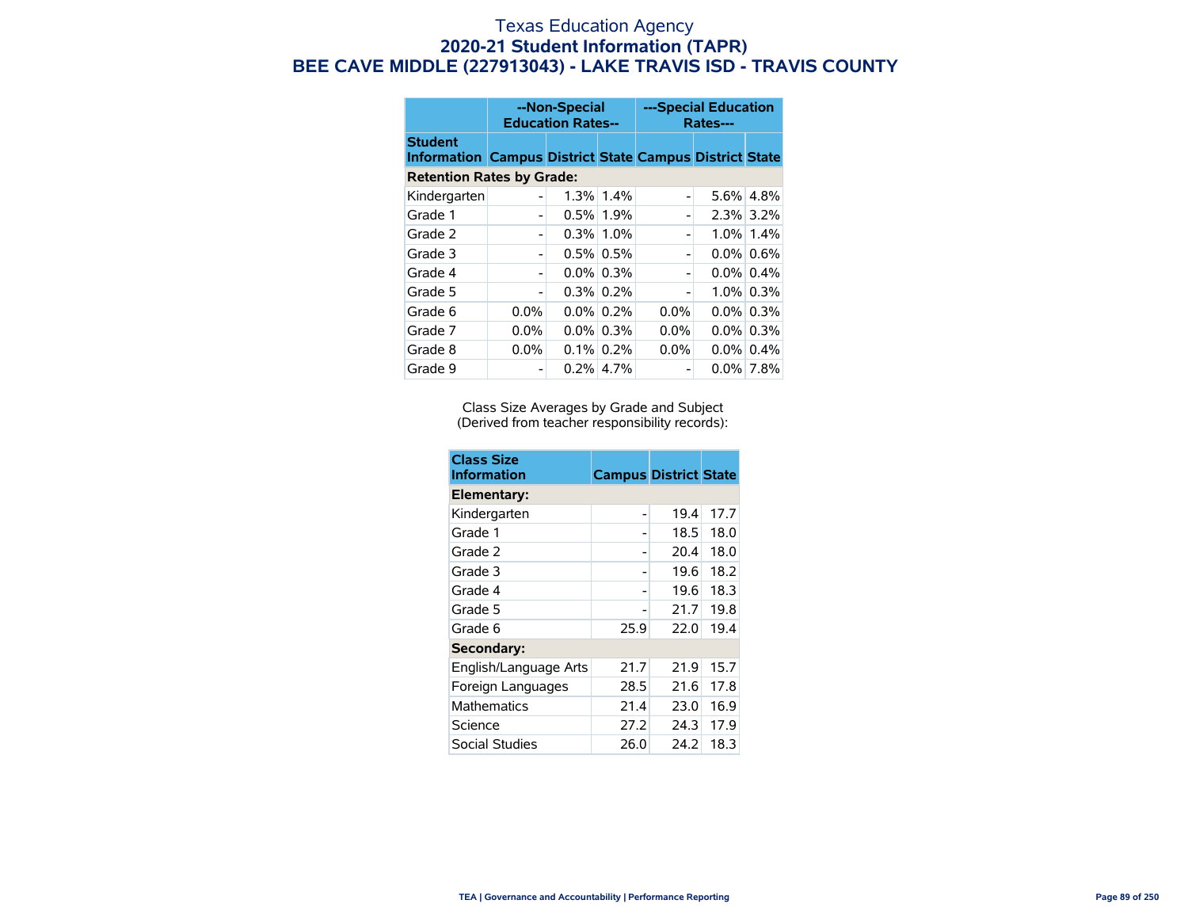# Texas Education Agency
## 2020-21 Student Information (TAPR)
## BEE CAVE MIDDLE (227913043) - LAKE TRAVIS ISD - TRAVIS COUNTY

| | --Non-Special Education Rates-- | | | ---Special Education Rates--- | | |
|---|---|---|---|---|---|---|
| **Student Information** | **Campus** | **District** | **State** | **Campus** | **District** | **State** |
| **Retention Rates by Grade:** | | | | | | |
| Kindergarten | - | 1.3% | 1.4% | - | 5.6% | 4.8% |
| Grade 1 | - | 0.5% | 1.9% | - | 2.3% | 3.2% |
| Grade 2 | - | 0.3% | 1.0% | - | 1.0% | 1.4% |
| Grade 3 | - | 0.5% | 0.5% | - | 0.0% | 0.6% |
| Grade 4 | - | 0.0% | 0.3% | - | 0.0% | 0.4% |
| Grade 5 | - | 0.3% | 0.2% | - | 1.0% | 0.3% |
| Grade 6 | 0.0% | 0.0% | 0.2% | 0.0% | 0.0% | 0.3% |
| Grade 7 | 0.0% | 0.0% | 0.3% | 0.0% | 0.0% | 0.3% |
| Grade 8 | 0.0% | 0.1% | 0.2% | 0.0% | 0.0% | 0.4% |
| Grade 9 | - | 0.2% | 4.7% | - | 0.0% | 7.8% |

Class Size Averages by Grade and Subject
(Derived from teacher responsibility records):

| Class Size Information | Campus | District | State |
|---|---|---|---|
| **Elementary:** | | | |
| Kindergarten | - | 19.4 | 17.7 |
| Grade 1 | - | 18.5 | 18.0 |
| Grade 2 | - | 20.4 | 18.0 |
| Grade 3 | - | 19.6 | 18.2 |
| Grade 4 | - | 19.6 | 18.3 |
| Grade 5 | - | 21.7 | 19.8 |
| Grade 6 | 25.9 | 22.0 | 19.4 |
| **Secondary:** | | | |
| English/Language Arts | 21.7 | 21.9 | 15.7 |
| Foreign Languages | 28.5 | 21.6 | 17.8 |
| Mathematics | 21.4 | 23.0 | 16.9 |
| Science | 27.2 | 24.3 | 17.9 |
| Social Studies | 26.0 | 24.2 | 18.3 |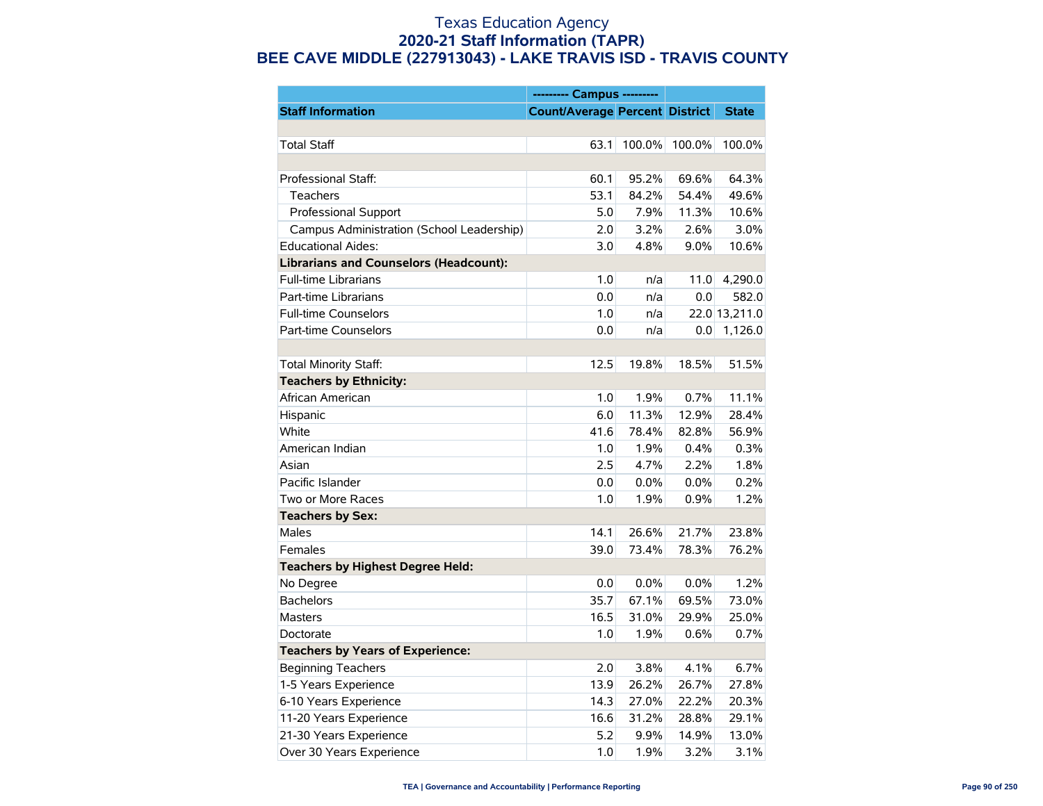# Texas Education Agency
## 2020-21 Staff Information (TAPR)
## BEE CAVE MIDDLE (227913043) - LAKE TRAVIS ISD - TRAVIS COUNTY

| | --------- Campus --------- | | | |
|---|---|---|---|---|
| **Staff Information** | **Count/Average** | **Percent** | **District** | **State** |
| | | | | |
| Total Staff | 63.1 | 100.0% | 100.0% | 100.0% |
| | | | | |
| Professional Staff: | 60.1 | 95.2% | 69.6% | 64.3% |
| Teachers | 53.1 | 84.2% | 54.4% | 49.6% |
| Professional Support | 5.0 | 7.9% | 11.3% | 10.6% |
| Campus Administration (School Leadership) | 2.0 | 3.2% | 2.6% | 3.0% |
| Educational Aides: | 3.0 | 4.8% | 9.0% | 10.6% |
| **Librarians and Counselors (Headcount):** | | | | |
| Full-time Librarians | 1.0 | n/a | 11.0 | 4,290.0 |
| Part-time Librarians | 0.0 | n/a | 0.0 | 582.0 |
| Full-time Counselors | 1.0 | n/a | 22.0 | 13,211.0 |
| Part-time Counselors | 0.0 | n/a | 0.0 | 1,126.0 |
| | | | | |
| Total Minority Staff: | 12.5 | 19.8% | 18.5% | 51.5% |
| **Teachers by Ethnicity:** | | | | |
| African American | 1.0 | 1.9% | 0.7% | 11.1% |
| Hispanic | 6.0 | 11.3% | 12.9% | 28.4% |
| White | 41.6 | 78.4% | 82.8% | 56.9% |
| American Indian | 1.0 | 1.9% | 0.4% | 0.3% |
| Asian | 2.5 | 4.7% | 2.2% | 1.8% |
| Pacific Islander | 0.0 | 0.0% | 0.0% | 0.2% |
| Two or More Races | 1.0 | 1.9% | 0.9% | 1.2% |
| **Teachers by Sex:** | | | | |
| Males | 14.1 | 26.6% | 21.7% | 23.8% |
| Females | 39.0 | 73.4% | 78.3% | 76.2% |
| **Teachers by Highest Degree Held:** | | | | |
| No Degree | 0.0 | 0.0% | 0.0% | 1.2% |
| Bachelors | 35.7 | 67.1% | 69.5% | 73.0% |
| Masters | 16.5 | 31.0% | 29.9% | 25.0% |
| Doctorate | 1.0 | 1.9% | 0.6% | 0.7% |
| **Teachers by Years of Experience:** | | | | |
| Beginning Teachers | 2.0 | 3.8% | 4.1% | 6.7% |
| 1-5 Years Experience | 13.9 | 26.2% | 26.7% | 27.8% |
| 6-10 Years Experience | 14.3 | 27.0% | 22.2% | 20.3% |
| 11-20 Years Experience | 16.6 | 31.2% | 28.8% | 29.1% |
| 21-30 Years Experience | 5.2 | 9.9% | 14.9% | 13.0% |
| Over 30 Years Experience | 1.0 | 1.9% | 3.2% | 3.1% |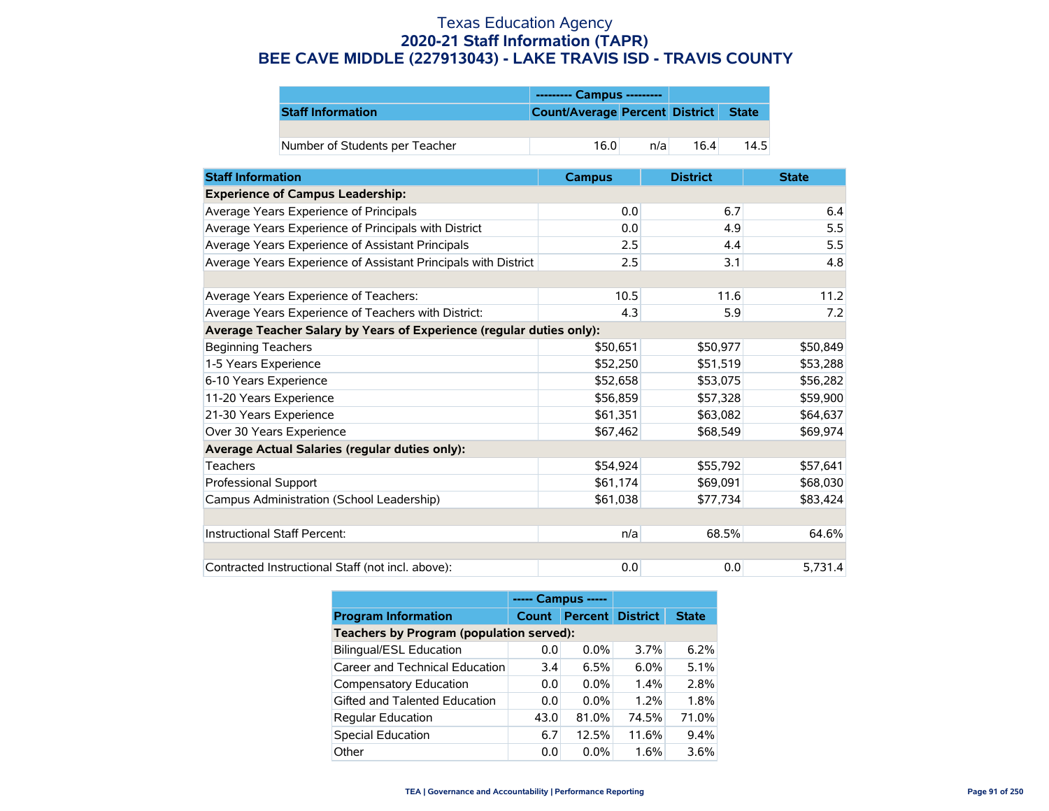# Texas Education Agency
## 2020-21 Staff Information (TAPR)
## BEE CAVE MIDDLE (227913043) - LAKE TRAVIS ISD - TRAVIS COUNTY

| | --------- Campus --------- | | | |
|---|---|---|---|---|
| **Staff Information** | **Count/Average** | **Percent** | **District** | **State** |
| | | | | |
| Number of Students per Teacher | 16.0 | n/a | 16.4 | 14.5 |

| Staff Information | Campus | District | State |
|---|---|---|---|
| **Experience of Campus Leadership:** | | | |
| Average Years Experience of Principals | 0.0 | 6.7 | 6.4 |
| Average Years Experience of Principals with District | 0.0 | 4.9 | 5.5 |
| Average Years Experience of Assistant Principals | 2.5 | 4.4 | 5.5 |
| Average Years Experience of Assistant Principals with District | 2.5 | 3.1 | 4.8 |
| | | | |
| Average Years Experience of Teachers: | 10.5 | 11.6 | 11.2 |
| Average Years Experience of Teachers with District: | 4.3 | 5.9 | 7.2 |
| **Average Teacher Salary by Years of Experience (regular duties only):** | | | |
| Beginning Teachers | $50,651 | $50,977 | $50,849 |
| 1-5 Years Experience | $52,250 | $51,519 | $53,288 |
| 6-10 Years Experience | $52,658 | $53,075 | $56,282 |
| 11-20 Years Experience | $56,859 | $57,328 | $59,900 |
| 21-30 Years Experience | $61,351 | $63,082 | $64,637 |
| Over 30 Years Experience | $67,462 | $68,549 | $69,974 |
| **Average Actual Salaries (regular duties only):** | | | |
| Teachers | $54,924 | $55,792 | $57,641 |
| Professional Support | $61,174 | $69,091 | $68,030 |
| Campus Administration (School Leadership) | $61,038 | $77,734 | $83,424 |
| | | | |
| Instructional Staff Percent: | n/a | 68.5% | 64.6% |
| | | | |
| Contracted Instructional Staff (not incl. above): | 0.0 | 0.0 | 5,731.4 |

| | ----- Campus ----- | | | |
|---|---|---|---|---|
| **Program Information** | **Count** | **Percent** | **District** | **State** |
| **Teachers by Program (population served):** | | | | |
| Bilingual/ESL Education | 0.0 | 0.0% | 3.7% | 6.2% |
| Career and Technical Education | 3.4 | 6.5% | 6.0% | 5.1% |
| Compensatory Education | 0.0 | 0.0% | 1.4% | 2.8% |
| Gifted and Talented Education | 0.0 | 0.0% | 1.2% | 1.8% |
| Regular Education | 43.0 | 81.0% | 74.5% | 71.0% |
| Special Education | 6.7 | 12.5% | 11.6% | 9.4% |
| Other | 0.0 | 0.0% | 1.6% | 3.6% |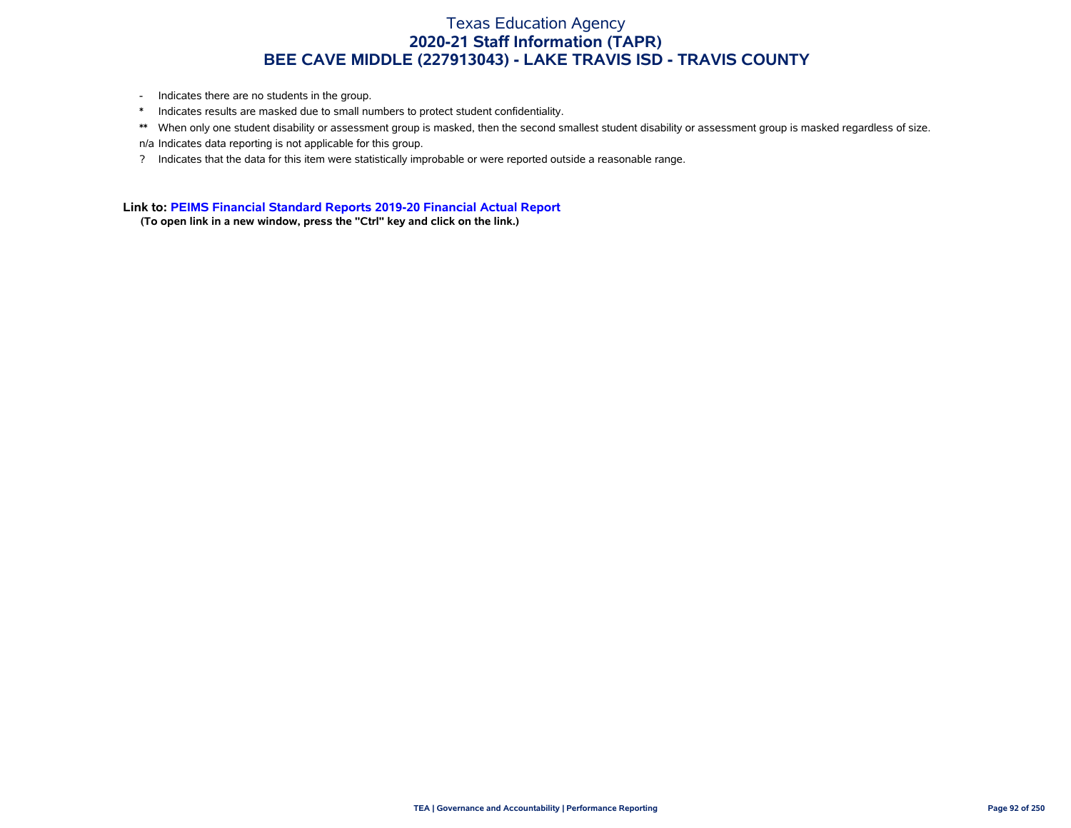- Indicates there are no students in the group.

\* Indicates results are masked due to small numbers to protect student confidentiality.

\*\* When only one student disability or assessment group is masked, then the second smallest student disability or assessment group is masked regardless of size.

n/a Indicates data reporting is not applicable for this group.

? Indicates that the data for this item were statistically improbable or were reported outside a reasonable range.

**Link to: PEIMS Financial Standard Reports 2019-20 Financial Actual Report**

**(To open link in a new window, press the "Ctrl" key and click on the link.)**